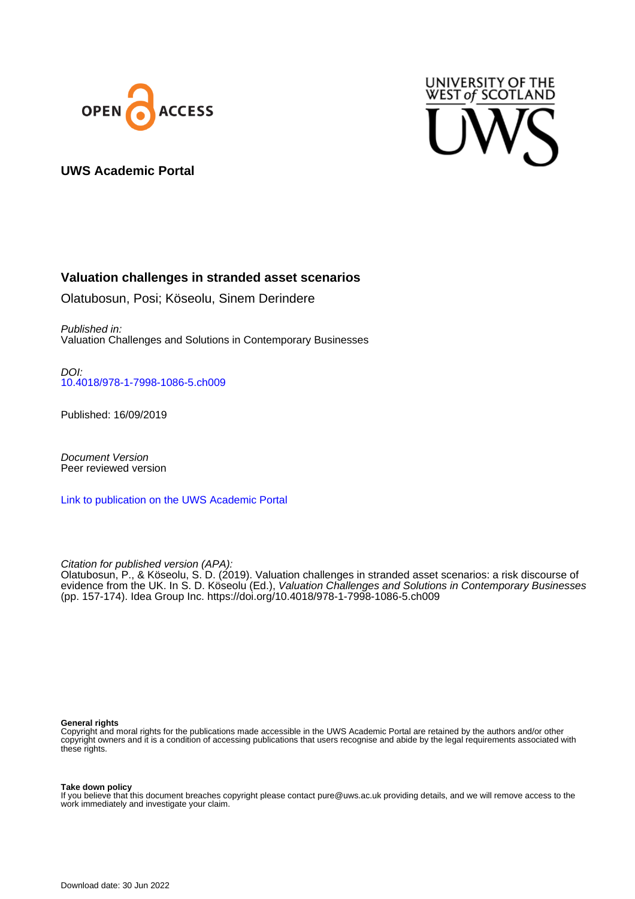UWS Academic Portal

# Valuation challenges in stranded asset scenarios

Olatubosun, Posi; Köseolu, Sinem Derindere

*Published in:*
Valuation Challenges and Solutions in Contemporary Businesses

*DOI:*
10.4018/978-1-7998-1086-5.ch009

Published: 16/09/2019

*Document Version*
Peer reviewed version

Link to publication on the UWS Academic Portal

*Citation for published version (APA):*
Olatubosun, P., & Köseolu, S. D. (2019). Valuation challenges in stranded asset scenarios: a risk discourse of evidence from the UK. In S. D. Köseolu (Ed.), *Valuation Challenges and Solutions in Contemporary Businesses* (pp. 157-174). Idea Group Inc. https://doi.org/10.4018/978-1-7998-1086-5.ch009

**General rights**
Copyright and moral rights for the publications made accessible in the UWS Academic Portal are retained by the authors and/or other copyright owners and it is a condition of accessing publications that users recognise and abide by the legal requirements associated with these rights.

**Take down policy**
If you believe that this document breaches copyright please contact pure@uws.ac.uk providing details, and we will remove access to the work immediately and investigate your claim.

Download date: 30 Jun 2022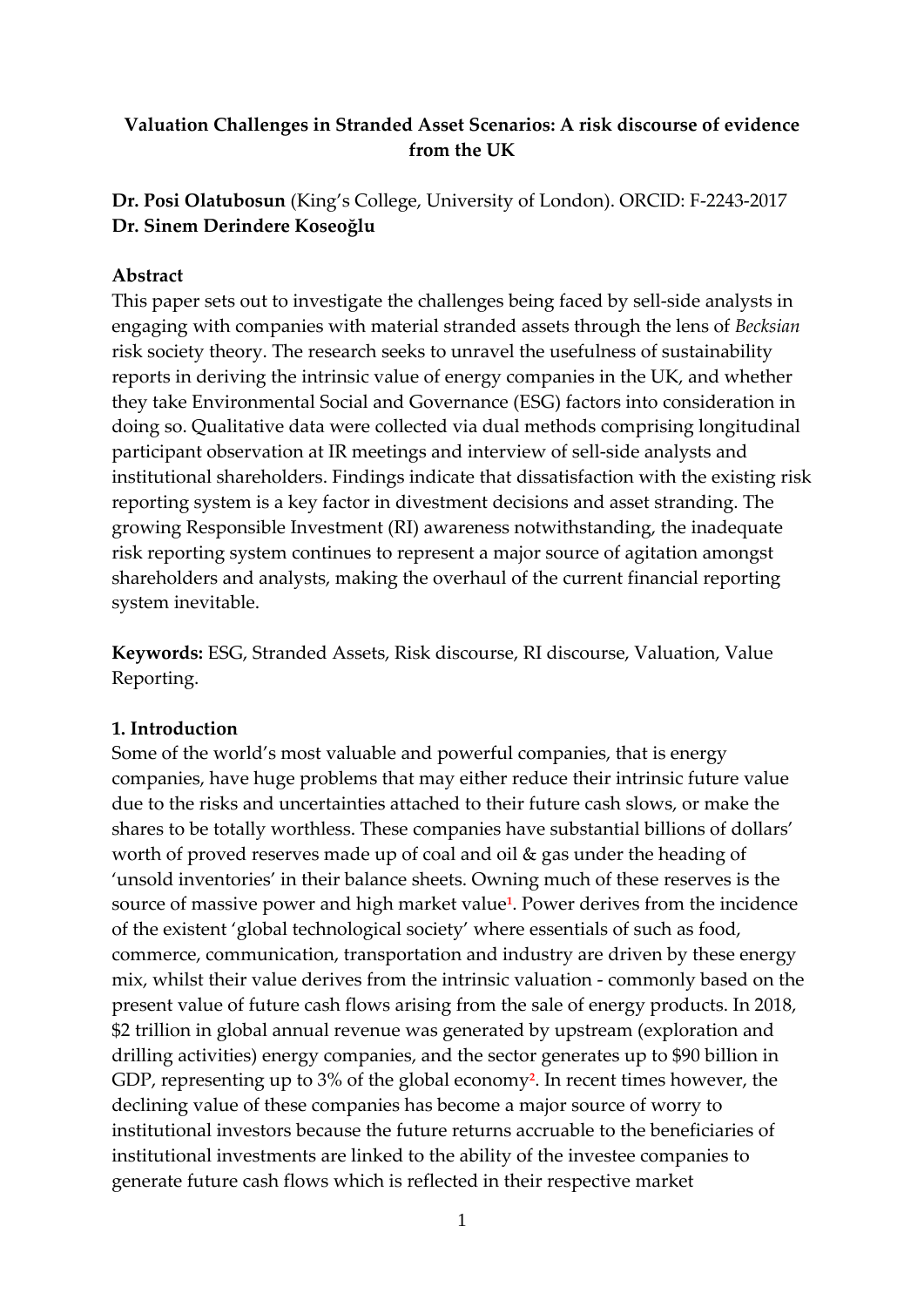**Valuation Challenges in Stranded Asset Scenarios: A risk discourse of evidence from the UK**

**Dr. Posi Olatubosun** (King's College, University of London). ORCID: F-2243-2017
**Dr. Sinem Derindere Koseoğlu**

**Abstract**

This paper sets out to investigate the challenges being faced by sell-side analysts in engaging with companies with material stranded assets through the lens of *Becksian* risk society theory. The research seeks to unravel the usefulness of sustainability reports in deriving the intrinsic value of energy companies in the UK, and whether they take Environmental Social and Governance (ESG) factors into consideration in doing so. Qualitative data were collected via dual methods comprising longitudinal participant observation at IR meetings and interview of sell-side analysts and institutional shareholders. Findings indicate that dissatisfaction with the existing risk reporting system is a key factor in divestment decisions and asset stranding. The growing Responsible Investment (RI) awareness notwithstanding, the inadequate risk reporting system continues to represent a major source of agitation amongst shareholders and analysts, making the overhaul of the current financial reporting system inevitable.

**Keywords:** ESG, Stranded Assets, Risk discourse, RI discourse, Valuation, Value Reporting.

## 1. Introduction

Some of the world's most valuable and powerful companies, that is energy companies, have huge problems that may either reduce their intrinsic future value due to the risks and uncertainties attached to their future cash slows, or make the shares to be totally worthless. These companies have substantial billions of dollars' worth of proved reserves made up of coal and oil & gas under the heading of 'unsold inventories' in their balance sheets. Owning much of these reserves is the source of massive power and high market value[1]. Power derives from the incidence of the existent 'global technological society' where essentials of such as food, commerce, communication, transportation and industry are driven by these energy mix, whilst their value derives from the intrinsic valuation - commonly based on the present value of future cash flows arising from the sale of energy products. In 2018, $2 trillion in global annual revenue was generated by upstream (exploration and drilling activities) energy companies, and the sector generates up to $90 billion in GDP, representing up to 3% of the global economy[2]. In recent times however, the declining value of these companies has become a major source of worry to institutional investors because the future returns accruable to the beneficiaries of institutional investments are linked to the ability of the investee companies to generate future cash flows which is reflected in their respective market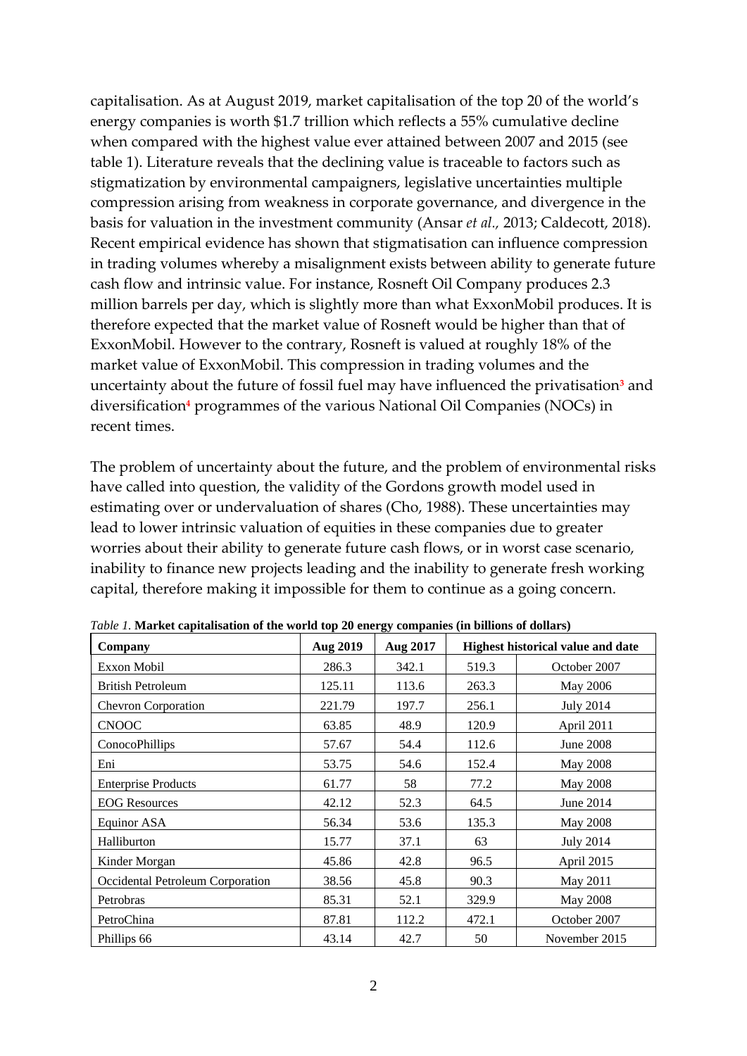capitalisation. As at August 2019, market capitalisation of the top 20 of the world's energy companies is worth $1.7 trillion which reflects a 55% cumulative decline when compared with the highest value ever attained between 2007 and 2015 (see table 1). Literature reveals that the declining value is traceable to factors such as stigmatization by environmental campaigners, legislative uncertainties multiple compression arising from weakness in corporate governance, and divergence in the basis for valuation in the investment community (Ansar *et al.,* 2013; Caldecott, 2018). Recent empirical evidence has shown that stigmatisation can influence compression in trading volumes whereby a misalignment exists between ability to generate future cash flow and intrinsic value. For instance, Rosneft Oil Company produces 2.3 million barrels per day, which is slightly more than what ExxonMobil produces. It is therefore expected that the market value of Rosneft would be higher than that of ExxonMobil. However to the contrary, Rosneft is valued at roughly 18% of the market value of ExxonMobil. This compression in trading volumes and the uncertainty about the future of fossil fuel may have influenced the privatisation[3] and diversification[4] programmes of the various National Oil Companies (NOCs) in recent times.

The problem of uncertainty about the future, and the problem of environmental risks have called into question, the validity of the Gordons growth model used in estimating over or undervaluation of shares (Cho, 1988). These uncertainties may lead to lower intrinsic valuation of equities in these companies due to greater worries about their ability to generate future cash flows, or in worst case scenario, inability to finance new projects leading and the inability to generate fresh working capital, therefore making it impossible for them to continue as a going concern.

*Table 1.* **Market capitalisation of the world top 20 energy companies (in billions of dollars)**

| Company | Aug 2019 | Aug 2017 | Highest historical value and date | |
|---|---|---|---|---|
| Exxon Mobil | 286.3 | 342.1 | 519.3 | October 2007 |
| British Petroleum | 125.11 | 113.6 | 263.3 | May 2006 |
| Chevron Corporation | 221.79 | 197.7 | 256.1 | July 2014 |
| CNOOC | 63.85 | 48.9 | 120.9 | April 2011 |
| ConocoPhillips | 57.67 | 54.4 | 112.6 | June 2008 |
| Eni | 53.75 | 54.6 | 152.4 | May 2008 |
| Enterprise Products | 61.77 | 58 | 77.2 | May 2008 |
| EOG Resources | 42.12 | 52.3 | 64.5 | June 2014 |
| Equinor ASA | 56.34 | 53.6 | 135.3 | May 2008 |
| Halliburton | 15.77 | 37.1 | 63 | July 2014 |
| Kinder Morgan | 45.86 | 42.8 | 96.5 | April 2015 |
| Occidental Petroleum Corporation | 38.56 | 45.8 | 90.3 | May 2011 |
| Petrobras | 85.31 | 52.1 | 329.9 | May 2008 |
| PetroChina | 87.81 | 112.2 | 472.1 | October 2007 |
| Phillips 66 | 43.14 | 42.7 | 50 | November 2015 |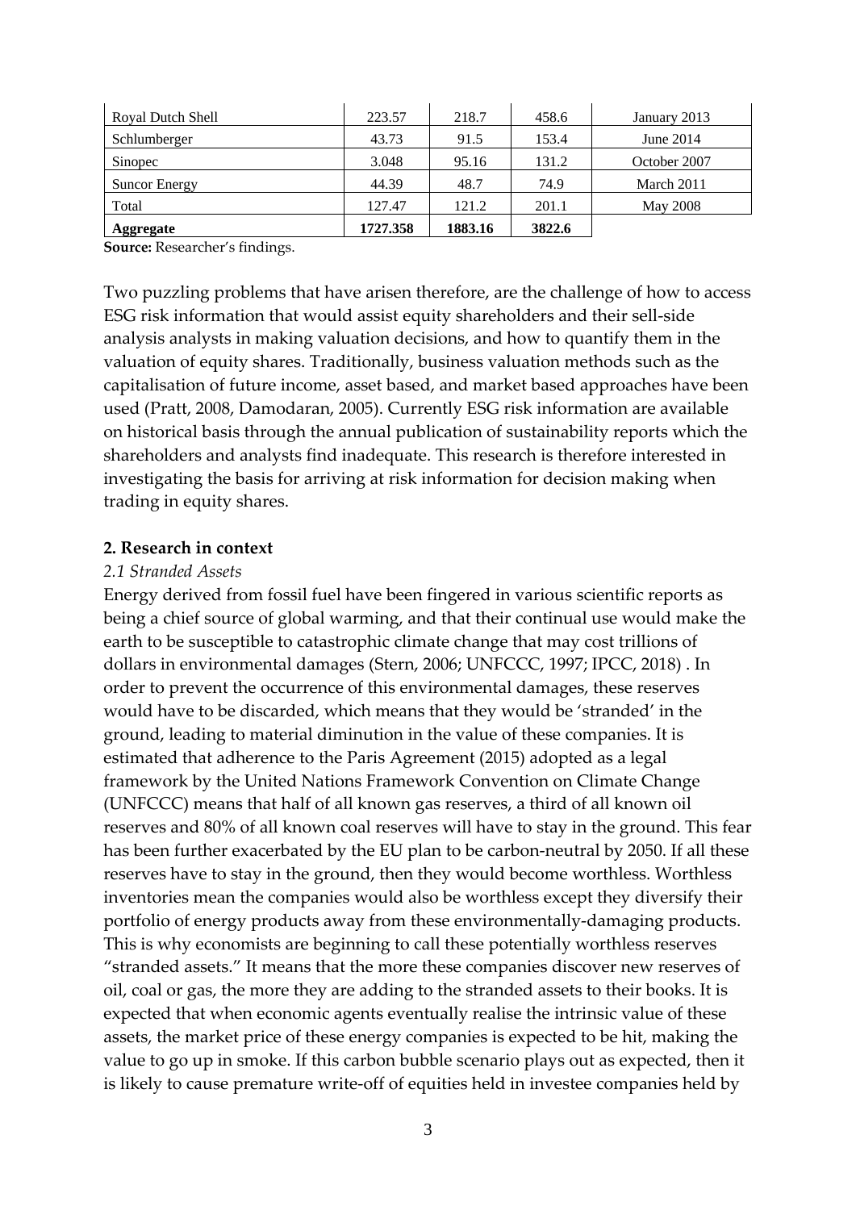| | | | | |
|---|---|---|---|---|
| Royal Dutch Shell | 223.57 | 218.7 | 458.6 | January 2013 |
| Schlumberger | 43.73 | 91.5 | 153.4 | June 2014 |
| Sinopec | 3.048 | 95.16 | 131.2 | October 2007 |
| Suncor Energy | 44.39 | 48.7 | 74.9 | March 2011 |
| Total | 127.47 | 121.2 | 201.1 | May 2008 |
| **Aggregate** | **1727.358** | **1883.16** | **3822.6** | |

**Source:** Researcher's findings.

Two puzzling problems that have arisen therefore, are the challenge of how to access ESG risk information that would assist equity shareholders and their sell-side analysis analysts in making valuation decisions, and how to quantify them in the valuation of equity shares. Traditionally, business valuation methods such as the capitalisation of future income, asset based, and market based approaches have been used (Pratt, 2008, Damodaran, 2005). Currently ESG risk information are available on historical basis through the annual publication of sustainability reports which the shareholders and analysts find inadequate. This research is therefore interested in investigating the basis for arriving at risk information for decision making when trading in equity shares.

## 2. Research in context

### *2.1 Stranded Assets*

Energy derived from fossil fuel have been fingered in various scientific reports as being a chief source of global warming, and that their continual use would make the earth to be susceptible to catastrophic climate change that may cost trillions of dollars in environmental damages (Stern, 2006; UNFCCC, 1997; IPCC, 2018) . In order to prevent the occurrence of this environmental damages, these reserves would have to be discarded, which means that they would be 'stranded' in the ground, leading to material diminution in the value of these companies. It is estimated that adherence to the Paris Agreement (2015) adopted as a legal framework by the United Nations Framework Convention on Climate Change (UNFCCC) means that half of all known gas reserves, a third of all known oil reserves and 80% of all known coal reserves will have to stay in the ground. This fear has been further exacerbated by the EU plan to be carbon-neutral by 2050. If all these reserves have to stay in the ground, then they would become worthless. Worthless inventories mean the companies would also be worthless except they diversify their portfolio of energy products away from these environmentally-damaging products. This is why economists are beginning to call these potentially worthless reserves "stranded assets." It means that the more these companies discover new reserves of oil, coal or gas, the more they are adding to the stranded assets to their books. It is expected that when economic agents eventually realise the intrinsic value of these assets, the market price of these energy companies is expected to be hit, making the value to go up in smoke. If this carbon bubble scenario plays out as expected, then it is likely to cause premature write-off of equities held in investee companies held by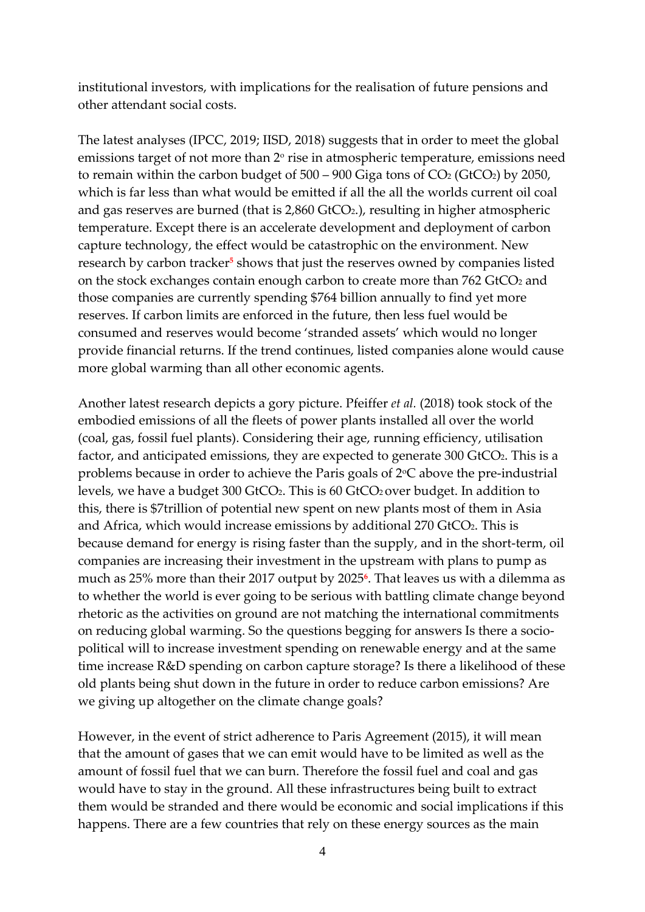institutional investors, with implications for the realisation of future pensions and other attendant social costs.

The latest analyses (IPCC, 2019; IISD, 2018) suggests that in order to meet the global emissions target of not more than 2° rise in atmospheric temperature, emissions need to remain within the carbon budget of 500 – 900 Giga tons of $CO_2$ ($GtCO_2$) by 2050, which is far less than what would be emitted if all the all the worlds current oil coal and gas reserves are burned (that is 2,860 $GtCO_2$.), resulting in higher atmospheric temperature. Except there is an accelerate development and deployment of carbon capture technology, the effect would be catastrophic on the environment. New research by carbon tracker[5] shows that just the reserves owned by companies listed on the stock exchanges contain enough carbon to create more than 762 $GtCO_2$ and those companies are currently spending $764 billion annually to find yet more reserves. If carbon limits are enforced in the future, then less fuel would be consumed and reserves would become 'stranded assets' which would no longer provide financial returns. If the trend continues, listed companies alone would cause more global warming than all other economic agents.

Another latest research depicts a gory picture. Pfeiffer *et al.* (2018) took stock of the embodied emissions of all the fleets of power plants installed all over the world (coal, gas, fossil fuel plants). Considering their age, running efficiency, utilisation factor, and anticipated emissions, they are expected to generate 300 $GtCO_2$. This is a problems because in order to achieve the Paris goals of 2°C above the pre-industrial levels, we have a budget 300 $GtCO_2$. This is 60 $GtCO_2$ over budget. In addition to this, there is $7trillion of potential new spent on new plants most of them in Asia and Africa, which would increase emissions by additional 270 $GtCO_2$. This is because demand for energy is rising faster than the supply, and in the short-term, oil companies are increasing their investment in the upstream with plans to pump as much as 25% more than their 2017 output by 2025[6]. That leaves us with a dilemma as to whether the world is ever going to be serious with battling climate change beyond rhetoric as the activities on ground are not matching the international commitments on reducing global warming. So the questions begging for answers Is there a socio-political will to increase investment spending on renewable energy and at the same time increase R&D spending on carbon capture storage? Is there a likelihood of these old plants being shut down in the future in order to reduce carbon emissions? Are we giving up altogether on the climate change goals?

However, in the event of strict adherence to Paris Agreement (2015), it will mean that the amount of gases that we can emit would have to be limited as well as the amount of fossil fuel that we can burn. Therefore the fossil fuel and coal and gas would have to stay in the ground. All these infrastructures being built to extract them would be stranded and there would be economic and social implications if this happens. There are a few countries that rely on these energy sources as the main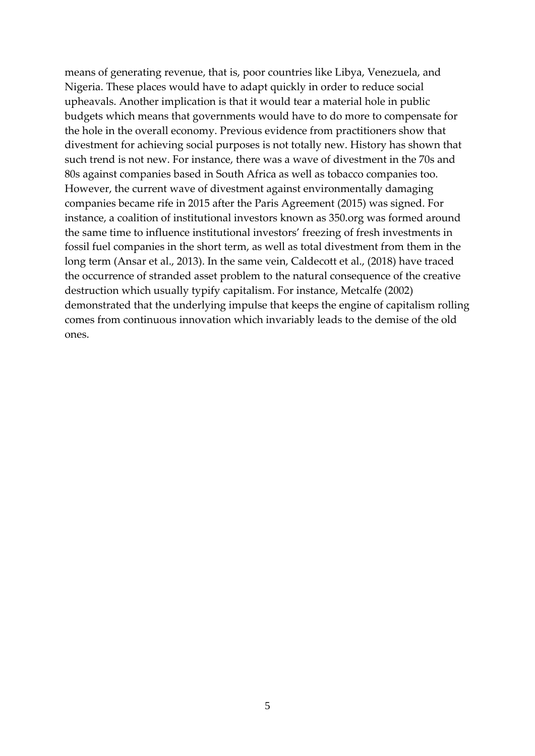means of generating revenue, that is, poor countries like Libya, Venezuela, and Nigeria. These places would have to adapt quickly in order to reduce social upheavals. Another implication is that it would tear a material hole in public budgets which means that governments would have to do more to compensate for the hole in the overall economy. Previous evidence from practitioners show that divestment for achieving social purposes is not totally new. History has shown that such trend is not new. For instance, there was a wave of divestment in the 70s and 80s against companies based in South Africa as well as tobacco companies too. However, the current wave of divestment against environmentally damaging companies became rife in 2015 after the Paris Agreement (2015) was signed. For instance, a coalition of institutional investors known as 350.org was formed around the same time to influence institutional investors' freezing of fresh investments in fossil fuel companies in the short term, as well as total divestment from them in the long term (Ansar et al., 2013). In the same vein, Caldecott et al., (2018) have traced the occurrence of stranded asset problem to the natural consequence of the creative destruction which usually typify capitalism. For instance, Metcalfe (2002) demonstrated that the underlying impulse that keeps the engine of capitalism rolling comes from continuous innovation which invariably leads to the demise of the old ones.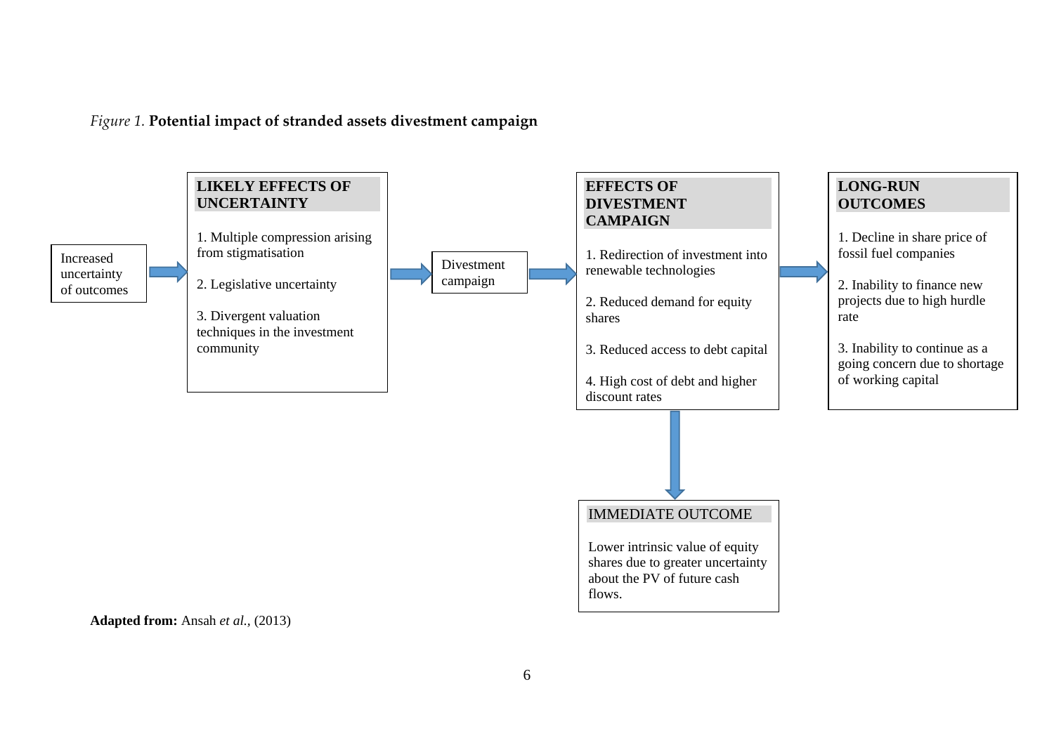*Figure 1.* **Potential impact of stranded assets divestment campaign**

Increased uncertainty of outcomes → 

**LIKELY EFFECTS OF UNCERTAINTY**

1. Multiple compression arising from stigmatisation

2. Legislative uncertainty

3. Divergent valuation techniques in the investment community

→ Divestment campaign →

**EFFECTS OF DIVESTMENT CAMPAIGN**

1. Redirection of investment into renewable technologies

2. Reduced demand for equity shares

3. Reduced access to debt capital

4. High cost of debt and higher discount rates

→

**LONG-RUN OUTCOMES**

1. Decline in share price of fossil fuel companies

2. Inability to finance new projects due to high hurdle rate

3. Inability to continue as a going concern due to shortage of working capital

↓

IMMEDIATE OUTCOME

Lower intrinsic value of equity shares due to greater uncertainty about the PV of future cash flows.

**Adapted from:** Ansah *et al.*, (2013)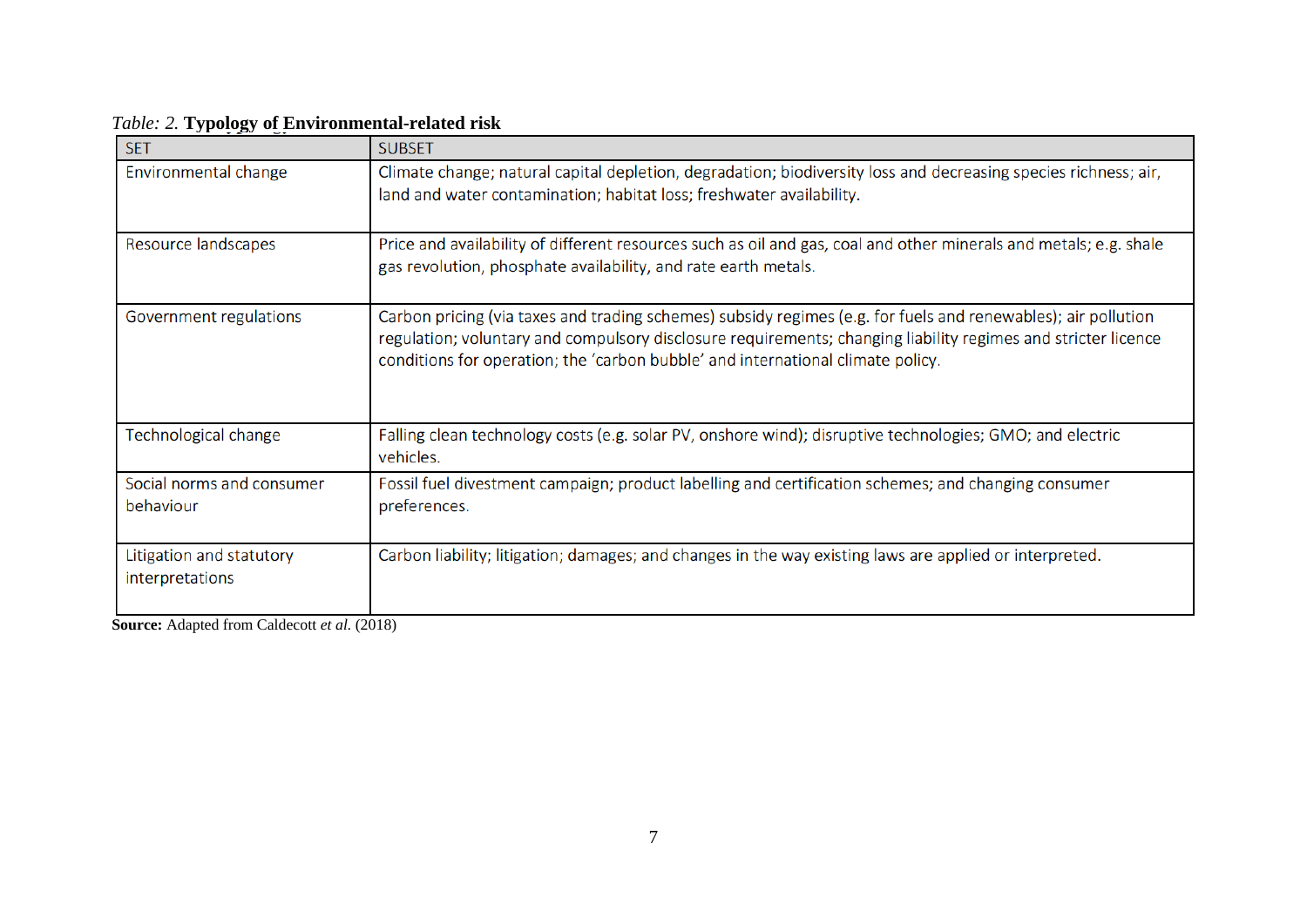*Table: 2.* **Typology of Environmental-related risk**

| SET | SUBSET |
|---|---|
| Environmental change | Climate change; natural capital depletion, degradation; biodiversity loss and decreasing species richness; air, land and water contamination; habitat loss; freshwater availability. |
| Resource landscapes | Price and availability of different resources such as oil and gas, coal and other minerals and metals; e.g. shale gas revolution, phosphate availability, and rate earth metals. |
| Government regulations | Carbon pricing (via taxes and trading schemes) subsidy regimes (e.g. for fuels and renewables); air pollution regulation; voluntary and compulsory disclosure requirements; changing liability regimes and stricter licence conditions for operation; the 'carbon bubble' and international climate policy. |
| Technological change | Falling clean technology costs (e.g. solar PV, onshore wind); disruptive technologies; GMO; and electric vehicles. |
| Social norms and consumer behaviour | Fossil fuel divestment campaign; product labelling and certification schemes; and changing consumer preferences. |
| Litigation and statutory interpretations | Carbon liability; litigation; damages; and changes in the way existing laws are applied or interpreted. |

**Source:** Adapted from Caldecott *et al.* (2018)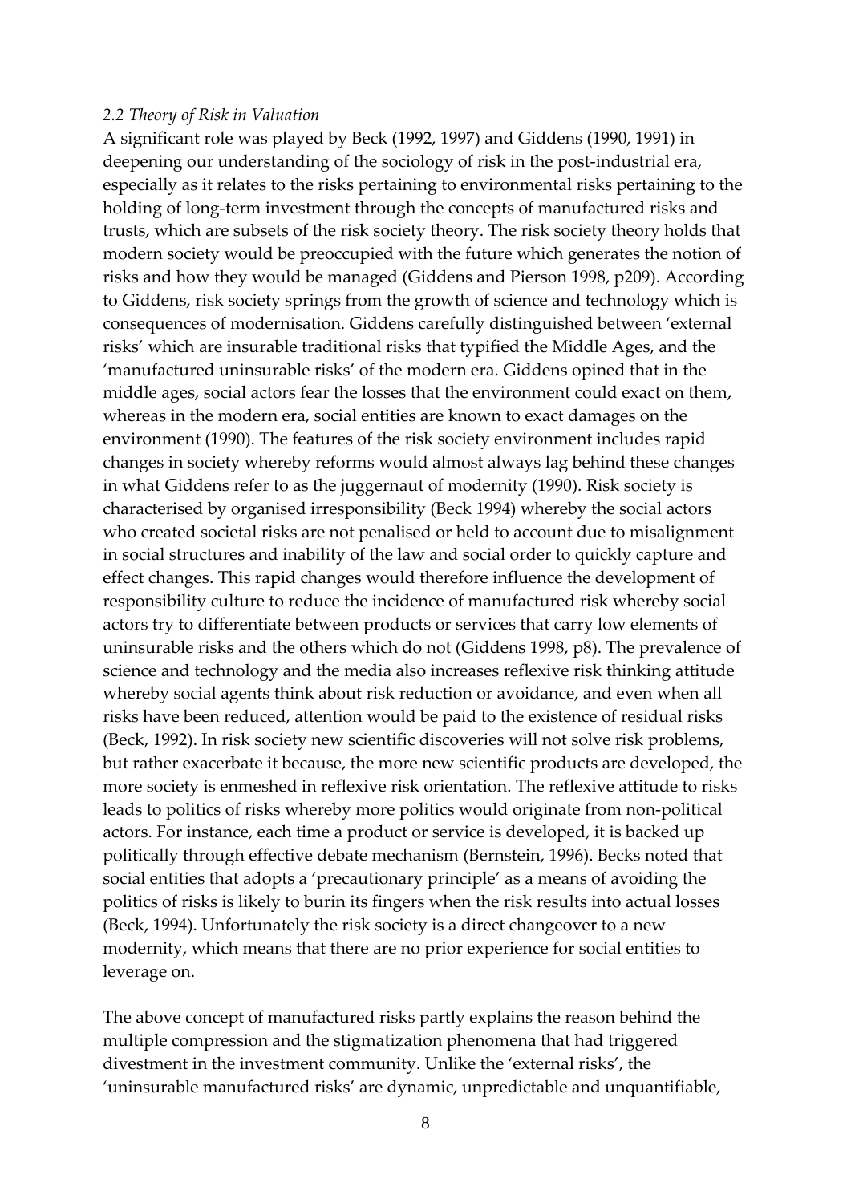*2.2 Theory of Risk in Valuation*

A significant role was played by Beck (1992, 1997) and Giddens (1990, 1991) in deepening our understanding of the sociology of risk in the post-industrial era, especially as it relates to the risks pertaining to environmental risks pertaining to the holding of long-term investment through the concepts of manufactured risks and trusts, which are subsets of the risk society theory. The risk society theory holds that modern society would be preoccupied with the future which generates the notion of risks and how they would be managed (Giddens and Pierson 1998, p209). According to Giddens, risk society springs from the growth of science and technology which is consequences of modernisation. Giddens carefully distinguished between 'external risks' which are insurable traditional risks that typified the Middle Ages, and the 'manufactured uninsurable risks' of the modern era. Giddens opined that in the middle ages, social actors fear the losses that the environment could exact on them, whereas in the modern era, social entities are known to exact damages on the environment (1990). The features of the risk society environment includes rapid changes in society whereby reforms would almost always lag behind these changes in what Giddens refer to as the juggernaut of modernity (1990). Risk society is characterised by organised irresponsibility (Beck 1994) whereby the social actors who created societal risks are not penalised or held to account due to misalignment in social structures and inability of the law and social order to quickly capture and effect changes. This rapid changes would therefore influence the development of responsibility culture to reduce the incidence of manufactured risk whereby social actors try to differentiate between products or services that carry low elements of uninsurable risks and the others which do not (Giddens 1998, p8). The prevalence of science and technology and the media also increases reflexive risk thinking attitude whereby social agents think about risk reduction or avoidance, and even when all risks have been reduced, attention would be paid to the existence of residual risks (Beck, 1992). In risk society new scientific discoveries will not solve risk problems, but rather exacerbate it because, the more new scientific products are developed, the more society is enmeshed in reflexive risk orientation. The reflexive attitude to risks leads to politics of risks whereby more politics would originate from non-political actors. For instance, each time a product or service is developed, it is backed up politically through effective debate mechanism (Bernstein, 1996). Becks noted that social entities that adopts a 'precautionary principle' as a means of avoiding the politics of risks is likely to burin its fingers when the risk results into actual losses (Beck, 1994). Unfortunately the risk society is a direct changeover to a new modernity, which means that there are no prior experience for social entities to leverage on.

The above concept of manufactured risks partly explains the reason behind the multiple compression and the stigmatization phenomena that had triggered divestment in the investment community. Unlike the 'external risks', the 'uninsurable manufactured risks' are dynamic, unpredictable and unquantifiable,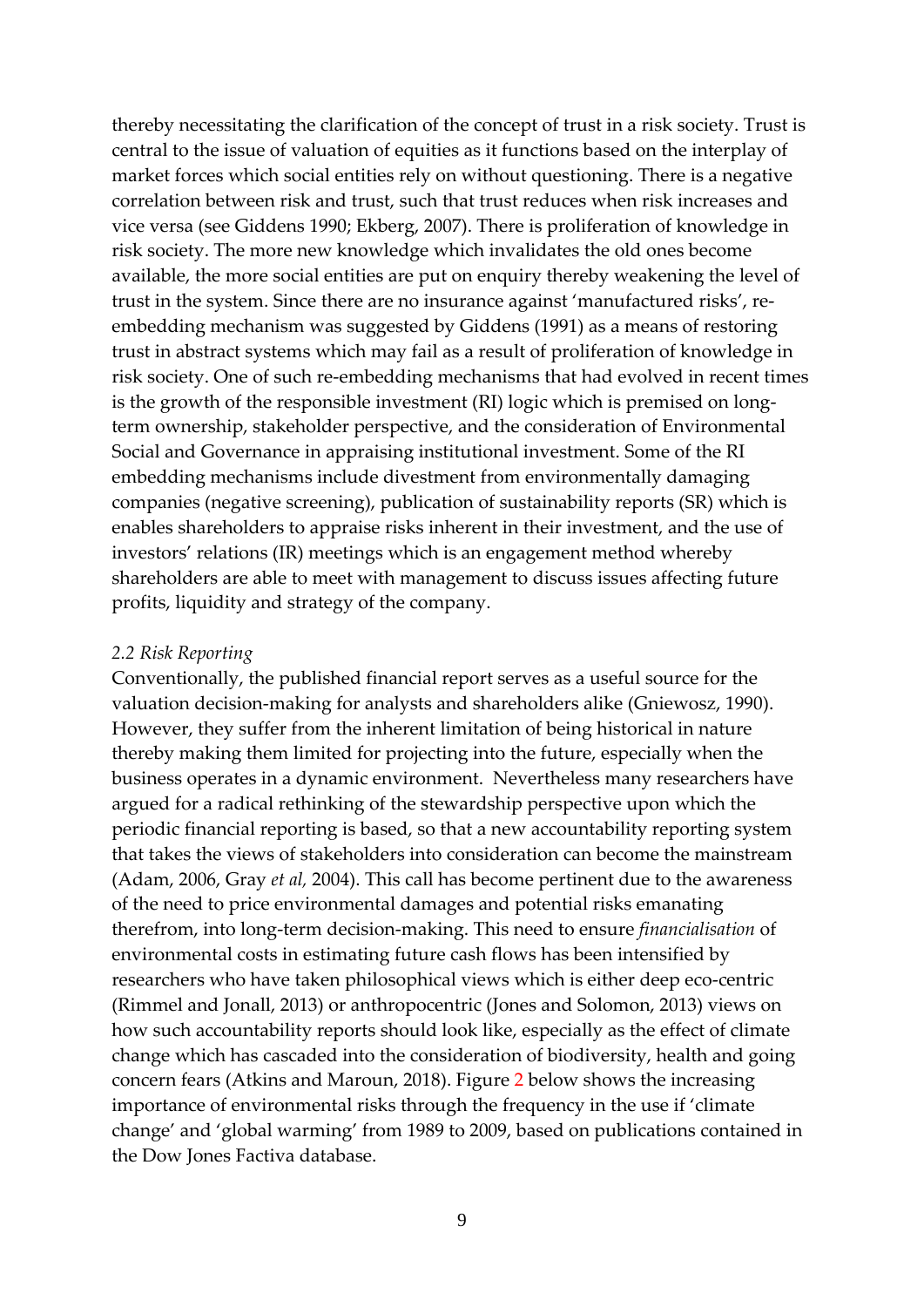thereby necessitating the clarification of the concept of trust in a risk society. Trust is central to the issue of valuation of equities as it functions based on the interplay of market forces which social entities rely on without questioning. There is a negative correlation between risk and trust, such that trust reduces when risk increases and vice versa (see Giddens 1990; Ekberg, 2007). There is proliferation of knowledge in risk society. The more new knowledge which invalidates the old ones become available, the more social entities are put on enquiry thereby weakening the level of trust in the system. Since there are no insurance against 'manufactured risks', re-embedding mechanism was suggested by Giddens (1991) as a means of restoring trust in abstract systems which may fail as a result of proliferation of knowledge in risk society. One of such re-embedding mechanisms that had evolved in recent times is the growth of the responsible investment (RI) logic which is premised on long-term ownership, stakeholder perspective, and the consideration of Environmental Social and Governance in appraising institutional investment. Some of the RI embedding mechanisms include divestment from environmentally damaging companies (negative screening), publication of sustainability reports (SR) which is enables shareholders to appraise risks inherent in their investment, and the use of investors' relations (IR) meetings which is an engagement method whereby shareholders are able to meet with management to discuss issues affecting future profits, liquidity and strategy of the company.

### *2.2 Risk Reporting*

Conventionally, the published financial report serves as a useful source for the valuation decision-making for analysts and shareholders alike (Gniewosz, 1990). However, they suffer from the inherent limitation of being historical in nature thereby making them limited for projecting into the future, especially when the business operates in a dynamic environment. Nevertheless many researchers have argued for a radical rethinking of the stewardship perspective upon which the periodic financial reporting is based, so that a new accountability reporting system that takes the views of stakeholders into consideration can become the mainstream (Adam, 2006, Gray *et al,* 2004). This call has become pertinent due to the awareness of the need to price environmental damages and potential risks emanating therefrom, into long-term decision-making. This need to ensure *financialisation* of environmental costs in estimating future cash flows has been intensified by researchers who have taken philosophical views which is either deep eco-centric (Rimmel and Jonall, 2013) or anthropocentric (Jones and Solomon, 2013) views on how such accountability reports should look like, especially as the effect of climate change which has cascaded into the consideration of biodiversity, health and going concern fears (Atkins and Maroun, 2018). Figure 2 below shows the increasing importance of environmental risks through the frequency in the use if 'climate change' and 'global warming' from 1989 to 2009, based on publications contained in the Dow Jones Factiva database.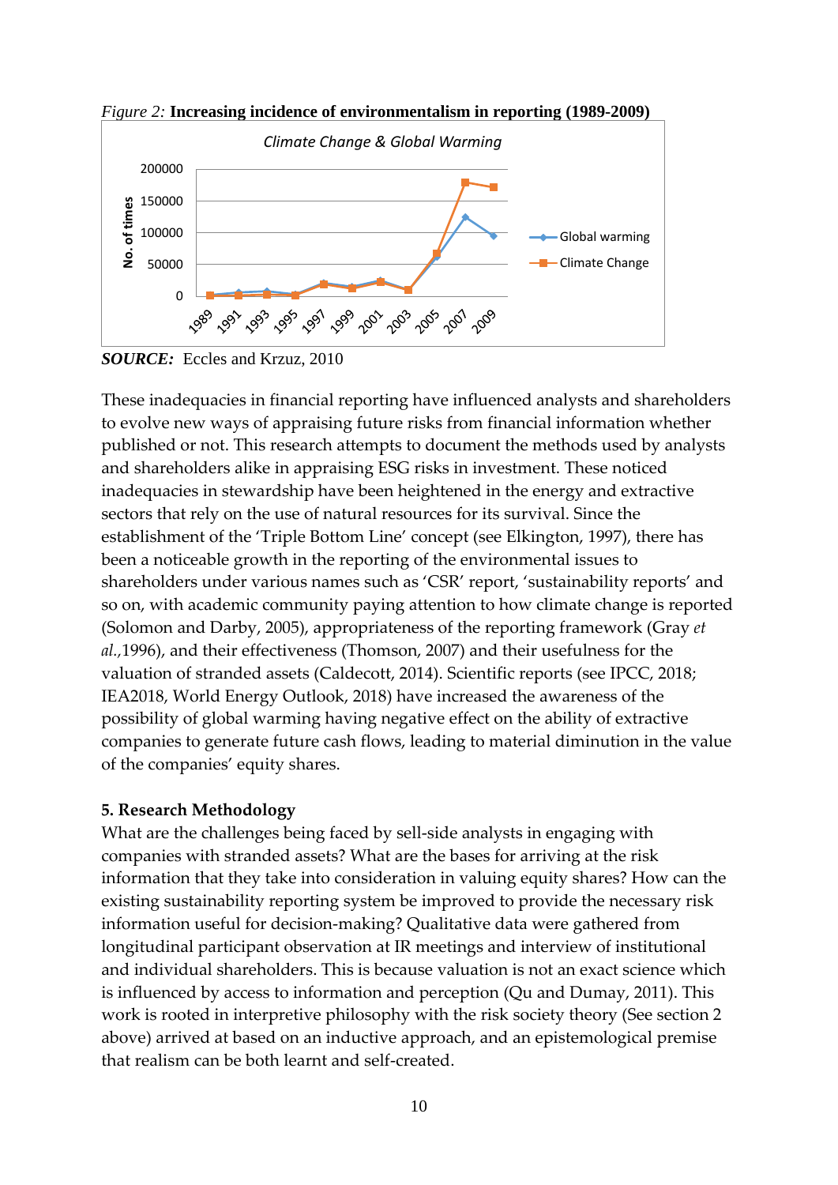*Figure 2:* **Increasing incidence of environmentalism in reporting (1989-2009)**

***SOURCE:*** Eccles and Krzuz, 2010

These inadequacies in financial reporting have influenced analysts and shareholders to evolve new ways of appraising future risks from financial information whether published or not. This research attempts to document the methods used by analysts and shareholders alike in appraising ESG risks in investment. These noticed inadequacies in stewardship have been heightened in the energy and extractive sectors that rely on the use of natural resources for its survival. Since the establishment of the 'Triple Bottom Line' concept (see Elkington, 1997), there has been a noticeable growth in the reporting of the environmental issues to shareholders under various names such as 'CSR' report, 'sustainability reports' and so on, with academic community paying attention to how climate change is reported (Solomon and Darby, 2005), appropriateness of the reporting framework (Gray *et al.*,1996), and their effectiveness (Thomson, 2007) and their usefulness for the valuation of stranded assets (Caldecott, 2014). Scientific reports (see IPCC, 2018; IEA2018, World Energy Outlook, 2018) have increased the awareness of the possibility of global warming having negative effect on the ability of extractive companies to generate future cash flows, leading to material diminution in the value of the companies' equity shares.

**5. Research Methodology**

What are the challenges being faced by sell-side analysts in engaging with companies with stranded assets? What are the bases for arriving at the risk information that they take into consideration in valuing equity shares? How can the existing sustainability reporting system be improved to provide the necessary risk information useful for decision-making? Qualitative data were gathered from longitudinal participant observation at IR meetings and interview of institutional and individual shareholders. This is because valuation is not an exact science which is influenced by access to information and perception (Qu and Dumay, 2011). This work is rooted in interpretive philosophy with the risk society theory (See section 2 above) arrived at based on an inductive approach, and an epistemological premise that realism can be both learnt and self-created.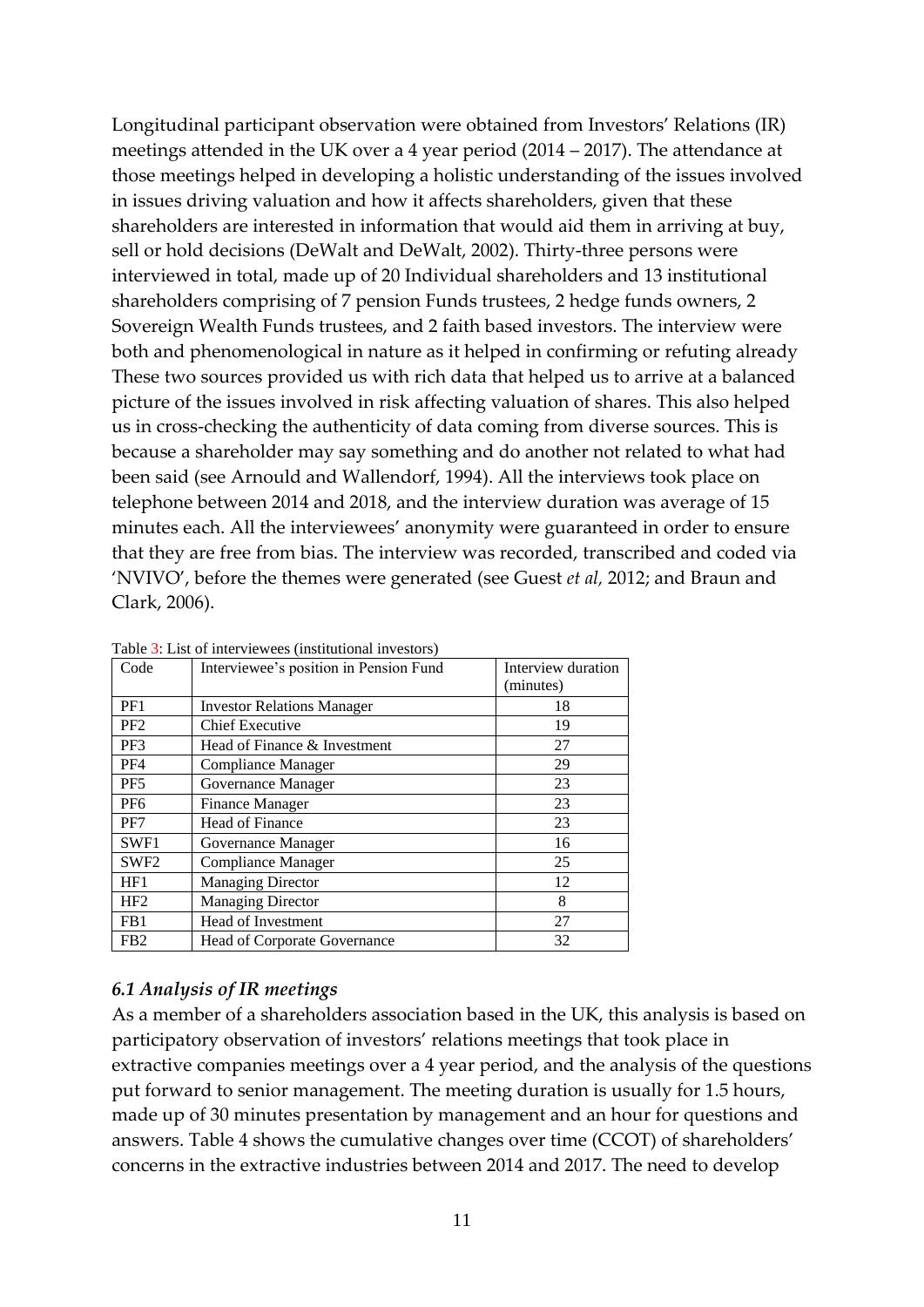Longitudinal participant observation were obtained from Investors' Relations (IR) meetings attended in the UK over a 4 year period (2014 – 2017). The attendance at those meetings helped in developing a holistic understanding of the issues involved in issues driving valuation and how it affects shareholders, given that these shareholders are interested in information that would aid them in arriving at buy, sell or hold decisions (DeWalt and DeWalt, 2002). Thirty-three persons were interviewed in total, made up of 20 Individual shareholders and 13 institutional shareholders comprising of 7 pension Funds trustees, 2 hedge funds owners, 2 Sovereign Wealth Funds trustees, and 2 faith based investors. The interview were both and phenomenological in nature as it helped in confirming or refuting already These two sources provided us with rich data that helped us to arrive at a balanced picture of the issues involved in risk affecting valuation of shares. This also helped us in cross-checking the authenticity of data coming from diverse sources. This is because a shareholder may say something and do another not related to what had been said (see Arnould and Wallendorf, 1994). All the interviews took place on telephone between 2014 and 2018, and the interview duration was average of 15 minutes each. All the interviewees' anonymity were guaranteed in order to ensure that they are free from bias. The interview was recorded, transcribed and coded via 'NVIVO', before the themes were generated (see Guest *et al,* 2012; and Braun and Clark, 2006).

Table 3: List of interviewees (institutional investors)

| Code | Interviewee's position in Pension Fund | Interview duration (minutes) |
|---|---|---|
| PF1 | Investor Relations Manager | 18 |
| PF2 | Chief Executive | 19 |
| PF3 | Head of Finance & Investment | 27 |
| PF4 | Compliance Manager | 29 |
| PF5 | Governance Manager | 23 |
| PF6 | Finance Manager | 23 |
| PF7 | Head of Finance | 23 |
| SWF1 | Governance Manager | 16 |
| SWF2 | Compliance Manager | 25 |
| HF1 | Managing Director | 12 |
| HF2 | Managing Director | 8 |
| FB1 | Head of Investment | 27 |
| FB2 | Head of Corporate Governance | 32 |

### *6.1 Analysis of IR meetings*

As a member of a shareholders association based in the UK, this analysis is based on participatory observation of investors' relations meetings that took place in extractive companies meetings over a 4 year period, and the analysis of the questions put forward to senior management. The meeting duration is usually for 1.5 hours, made up of 30 minutes presentation by management and an hour for questions and answers. Table 4 shows the cumulative changes over time (CCOT) of shareholders' concerns in the extractive industries between 2014 and 2017. The need to develop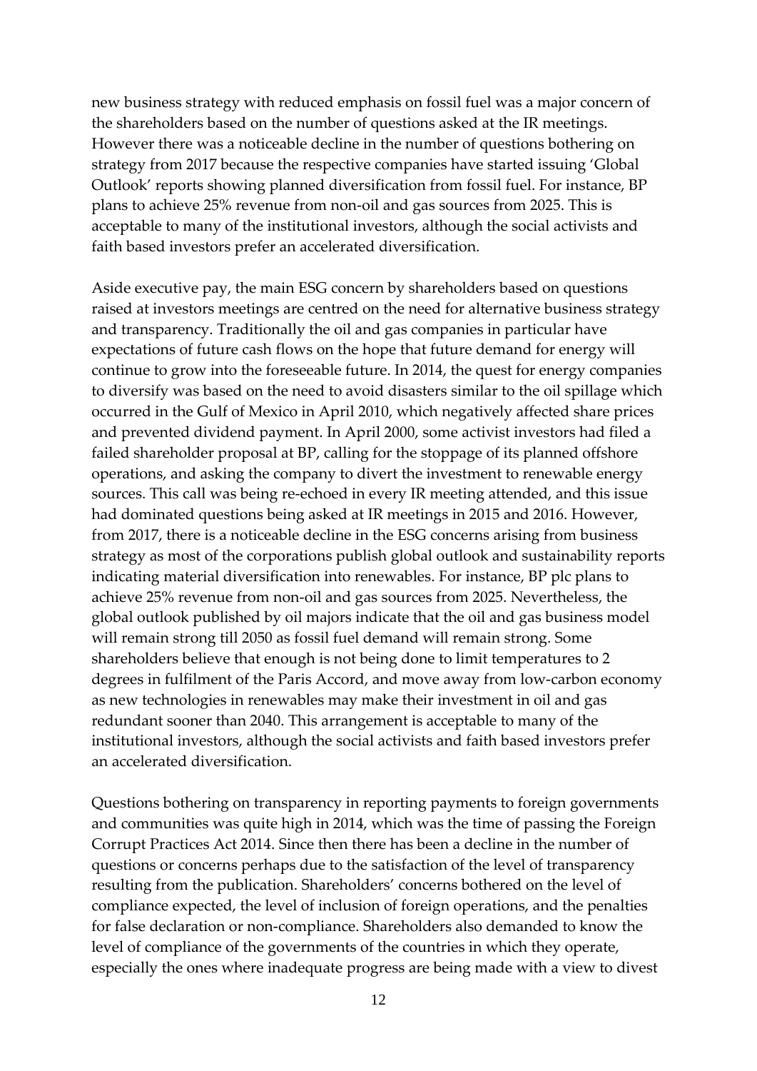new business strategy with reduced emphasis on fossil fuel was a major concern of the shareholders based on the number of questions asked at the IR meetings. However there was a noticeable decline in the number of questions bothering on strategy from 2017 because the respective companies have started issuing 'Global Outlook' reports showing planned diversification from fossil fuel. For instance, BP plans to achieve 25% revenue from non-oil and gas sources from 2025. This is acceptable to many of the institutional investors, although the social activists and faith based investors prefer an accelerated diversification.

Aside executive pay, the main ESG concern by shareholders based on questions raised at investors meetings are centred on the need for alternative business strategy and transparency. Traditionally the oil and gas companies in particular have expectations of future cash flows on the hope that future demand for energy will continue to grow into the foreseeable future. In 2014, the quest for energy companies to diversify was based on the need to avoid disasters similar to the oil spillage which occurred in the Gulf of Mexico in April 2010, which negatively affected share prices and prevented dividend payment. In April 2000, some activist investors had filed a failed shareholder proposal at BP, calling for the stoppage of its planned offshore operations, and asking the company to divert the investment to renewable energy sources. This call was being re-echoed in every IR meeting attended, and this issue had dominated questions being asked at IR meetings in 2015 and 2016. However, from 2017, there is a noticeable decline in the ESG concerns arising from business strategy as most of the corporations publish global outlook and sustainability reports indicating material diversification into renewables. For instance, BP plc plans to achieve 25% revenue from non-oil and gas sources from 2025. Nevertheless, the global outlook published by oil majors indicate that the oil and gas business model will remain strong till 2050 as fossil fuel demand will remain strong. Some shareholders believe that enough is not being done to limit temperatures to 2 degrees in fulfilment of the Paris Accord, and move away from low-carbon economy as new technologies in renewables may make their investment in oil and gas redundant sooner than 2040. This arrangement is acceptable to many of the institutional investors, although the social activists and faith based investors prefer an accelerated diversification.

Questions bothering on transparency in reporting payments to foreign governments and communities was quite high in 2014, which was the time of passing the Foreign Corrupt Practices Act 2014. Since then there has been a decline in the number of questions or concerns perhaps due to the satisfaction of the level of transparency resulting from the publication. Shareholders' concerns bothered on the level of compliance expected, the level of inclusion of foreign operations, and the penalties for false declaration or non-compliance. Shareholders also demanded to know the level of compliance of the governments of the countries in which they operate, especially the ones where inadequate progress are being made with a view to divest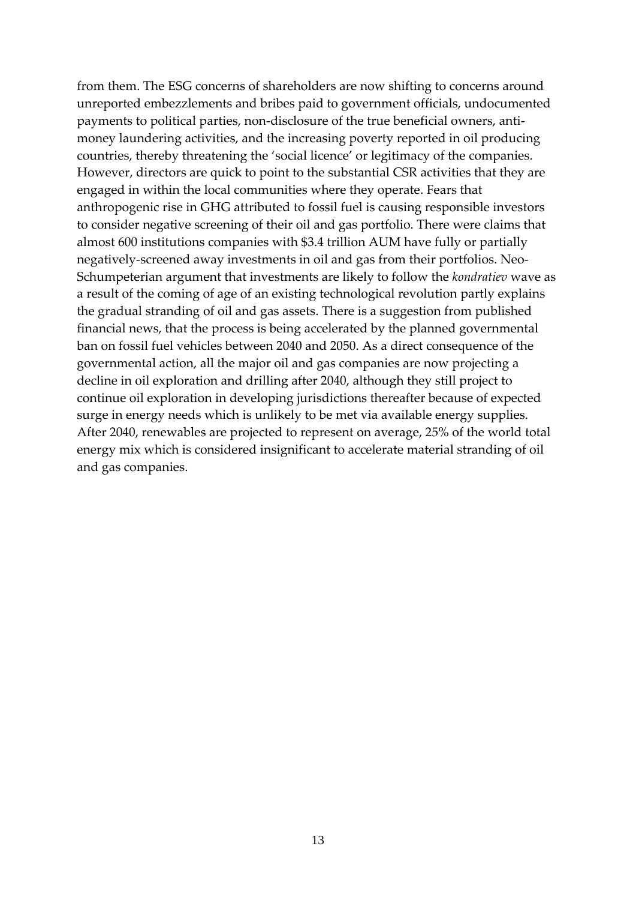from them. The ESG concerns of shareholders are now shifting to concerns around unreported embezzlements and bribes paid to government officials, undocumented payments to political parties, non-disclosure of the true beneficial owners, anti-money laundering activities, and the increasing poverty reported in oil producing countries, thereby threatening the 'social licence' or legitimacy of the companies. However, directors are quick to point to the substantial CSR activities that they are engaged in within the local communities where they operate. Fears that anthropogenic rise in GHG attributed to fossil fuel is causing responsible investors to consider negative screening of their oil and gas portfolio. There were claims that almost 600 institutions companies with $3.4 trillion AUM have fully or partially negatively-screened away investments in oil and gas from their portfolios. Neo-Schumpeterian argument that investments are likely to follow the *kondratiev* wave as a result of the coming of age of an existing technological revolution partly explains the gradual stranding of oil and gas assets. There is a suggestion from published financial news, that the process is being accelerated by the planned governmental ban on fossil fuel vehicles between 2040 and 2050. As a direct consequence of the governmental action, all the major oil and gas companies are now projecting a decline in oil exploration and drilling after 2040, although they still project to continue oil exploration in developing jurisdictions thereafter because of expected surge in energy needs which is unlikely to be met via available energy supplies. After 2040, renewables are projected to represent on average, 25% of the world total energy mix which is considered insignificant to accelerate material stranding of oil and gas companies.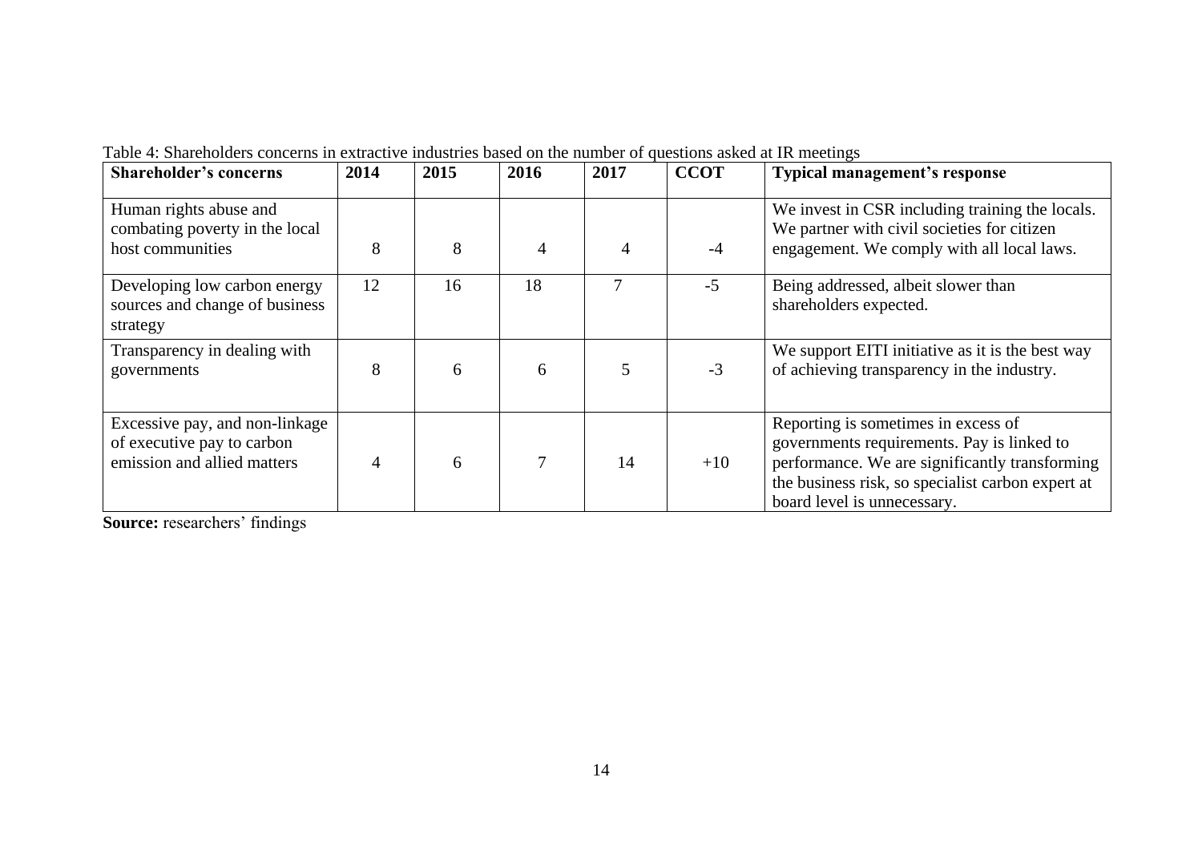Table 4: Shareholders concerns in extractive industries based on the number of questions asked at IR meetings

| **Shareholder's concerns** | **2014** | **2015** | **2016** | **2017** | **CCOT** | **Typical management's response** |
|---|---|---|---|---|---|---|
| Human rights abuse and combating poverty in the local host communities | 8 | 8 | 4 | 4 | -4 | We invest in CSR including training the locals. We partner with civil societies for citizen engagement. We comply with all local laws. |
| Developing low carbon energy sources and change of business strategy | 12 | 16 | 18 | 7 | -5 | Being addressed, albeit slower than shareholders expected. |
| Transparency in dealing with governments | 8 | 6 | 6 | 5 | -3 | We support EITI initiative as it is the best way of achieving transparency in the industry. |
| Excessive pay, and non-linkage of executive pay to carbon emission and allied matters | 4 | 6 | 7 | 14 | +10 | Reporting is sometimes in excess of governments requirements. Pay is linked to performance. We are significantly transforming the business risk, so specialist carbon expert at board level is unnecessary. |

**Source:** researchers' findings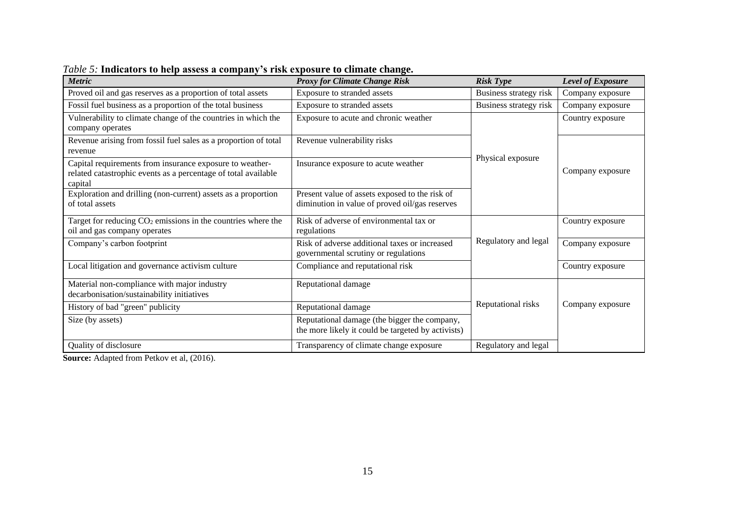*Table 5:* **Indicators to help assess a company's risk exposure to climate change.**

| *Metric* | *Proxy for Climate Change Risk* | *Risk Type* | *Level of Exposure* |
|---|---|---|---|
| Proved oil and gas reserves as a proportion of total assets | Exposure to stranded assets | Business strategy risk | Company exposure |
| Fossil fuel business as a proportion of the total business | Exposure to stranded assets | Business strategy risk | Company exposure |
| Vulnerability to climate change of the countries in which the company operates | Exposure to acute and chronic weather | Physical exposure | Country exposure |
| Revenue arising from fossil fuel sales as a proportion of total revenue | Revenue vulnerability risks | | Company exposure |
| Capital requirements from insurance exposure to weather-related catastrophic events as a percentage of total available capital | Insurance exposure to acute weather | | |
| Exploration and drilling (non-current) assets as a proportion of total assets | Present value of assets exposed to the risk of diminution in value of proved oil/gas reserves | | |
| Target for reducing $CO_2$ emissions in the countries where the oil and gas company operates | Risk of adverse of environmental tax or regulations | Regulatory and legal | Country exposure |
| Company's carbon footprint | Risk of adverse additional taxes or increased governmental scrutiny or regulations | | Company exposure |
| Local litigation and governance activism culture | Compliance and reputational risk | | Country exposure |
| Material non-compliance with major industry decarbonisation/sustainability initiatives | Reputational damage | Reputational risks | Company exposure |
| History of bad "green" publicity | Reputational damage | | |
| Size (by assets) | Reputational damage (the bigger the company, the more likely it could be targeted by activists) | | |
| Quality of disclosure | Transparency of climate change exposure | Regulatory and legal | |

**Source:** Adapted from Petkov et al, (2016).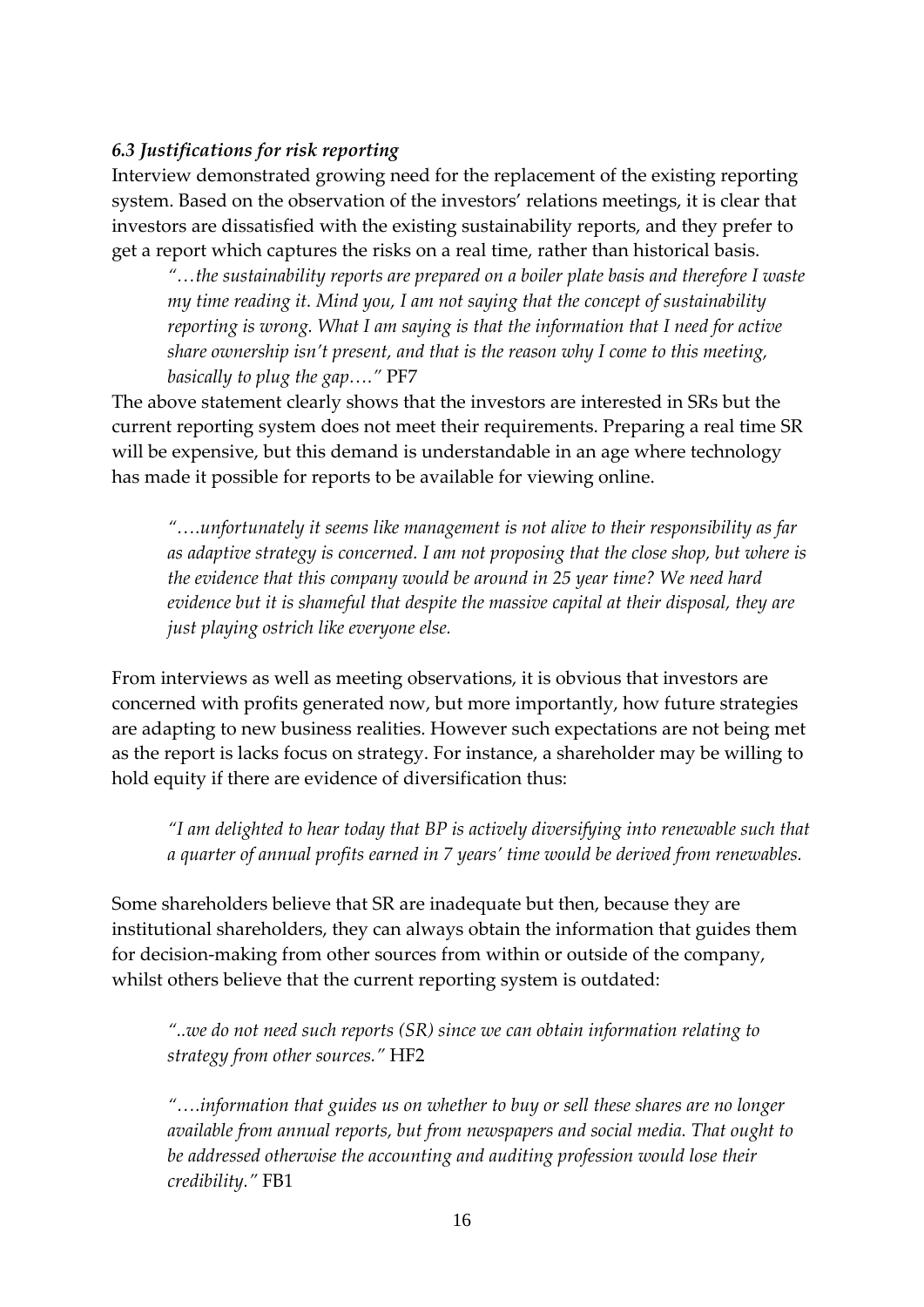### *6.3 Justifications for risk reporting*

Interview demonstrated growing need for the replacement of the existing reporting system. Based on the observation of the investors' relations meetings, it is clear that investors are dissatisfied with the existing sustainability reports, and they prefer to get a report which captures the risks on a real time, rather than historical basis.

> *"…the sustainability reports are prepared on a boiler plate basis and therefore I waste my time reading it. Mind you, I am not saying that the concept of sustainability reporting is wrong. What I am saying is that the information that I need for active share ownership isn't present, and that is the reason why I come to this meeting, basically to plug the gap…."* PF7

The above statement clearly shows that the investors are interested in SRs but the current reporting system does not meet their requirements. Preparing a real time SR will be expensive, but this demand is understandable in an age where technology has made it possible for reports to be available for viewing online.

> *"….unfortunately it seems like management is not alive to their responsibility as far as adaptive strategy is concerned. I am not proposing that the close shop, but where is the evidence that this company would be around in 25 year time? We need hard evidence but it is shameful that despite the massive capital at their disposal, they are just playing ostrich like everyone else.*

From interviews as well as meeting observations, it is obvious that investors are concerned with profits generated now, but more importantly, how future strategies are adapting to new business realities. However such expectations are not being met as the report is lacks focus on strategy. For instance, a shareholder may be willing to hold equity if there are evidence of diversification thus:

> *"I am delighted to hear today that BP is actively diversifying into renewable such that a quarter of annual profits earned in 7 years' time would be derived from renewables.*

Some shareholders believe that SR are inadequate but then, because they are institutional shareholders, they can always obtain the information that guides them for decision-making from other sources from within or outside of the company, whilst others believe that the current reporting system is outdated:

> *"..we do not need such reports (SR) since we can obtain information relating to strategy from other sources."* HF2

> *"….information that guides us on whether to buy or sell these shares are no longer available from annual reports, but from newspapers and social media. That ought to be addressed otherwise the accounting and auditing profession would lose their credibility."* FB1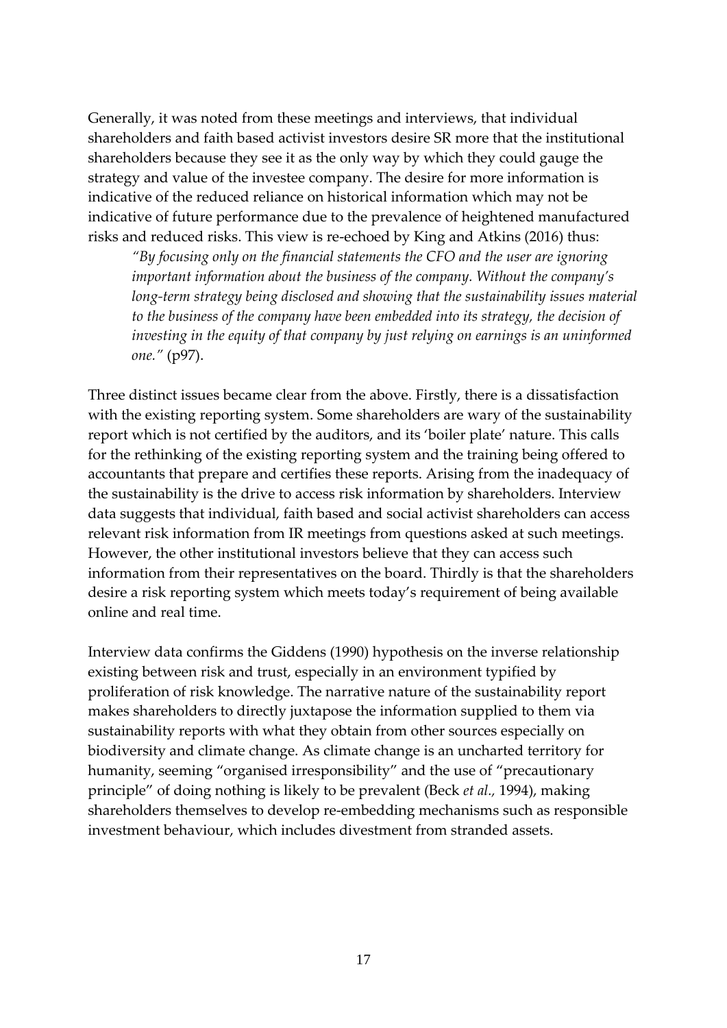Generally, it was noted from these meetings and interviews, that individual shareholders and faith based activist investors desire SR more that the institutional shareholders because they see it as the only way by which they could gauge the strategy and value of the investee company. The desire for more information is indicative of the reduced reliance on historical information which may not be indicative of future performance due to the prevalence of heightened manufactured risks and reduced risks. This view is re-echoed by King and Atkins (2016) thus:

> *"By focusing only on the financial statements the CFO and the user are ignoring important information about the business of the company. Without the company's long-term strategy being disclosed and showing that the sustainability issues material to the business of the company have been embedded into its strategy, the decision of investing in the equity of that company by just relying on earnings is an uninformed one."* (p97).

Three distinct issues became clear from the above. Firstly, there is a dissatisfaction with the existing reporting system. Some shareholders are wary of the sustainability report which is not certified by the auditors, and its 'boiler plate' nature. This calls for the rethinking of the existing reporting system and the training being offered to accountants that prepare and certifies these reports. Arising from the inadequacy of the sustainability is the drive to access risk information by shareholders. Interview data suggests that individual, faith based and social activist shareholders can access relevant risk information from IR meetings from questions asked at such meetings. However, the other institutional investors believe that they can access such information from their representatives on the board. Thirdly is that the shareholders desire a risk reporting system which meets today's requirement of being available online and real time.

Interview data confirms the Giddens (1990) hypothesis on the inverse relationship existing between risk and trust, especially in an environment typified by proliferation of risk knowledge. The narrative nature of the sustainability report makes shareholders to directly juxtapose the information supplied to them via sustainability reports with what they obtain from other sources especially on biodiversity and climate change. As climate change is an uncharted territory for humanity, seeming "organised irresponsibility" and the use of "precautionary principle" of doing nothing is likely to be prevalent (Beck *et al.*, 1994), making shareholders themselves to develop re-embedding mechanisms such as responsible investment behaviour, which includes divestment from stranded assets.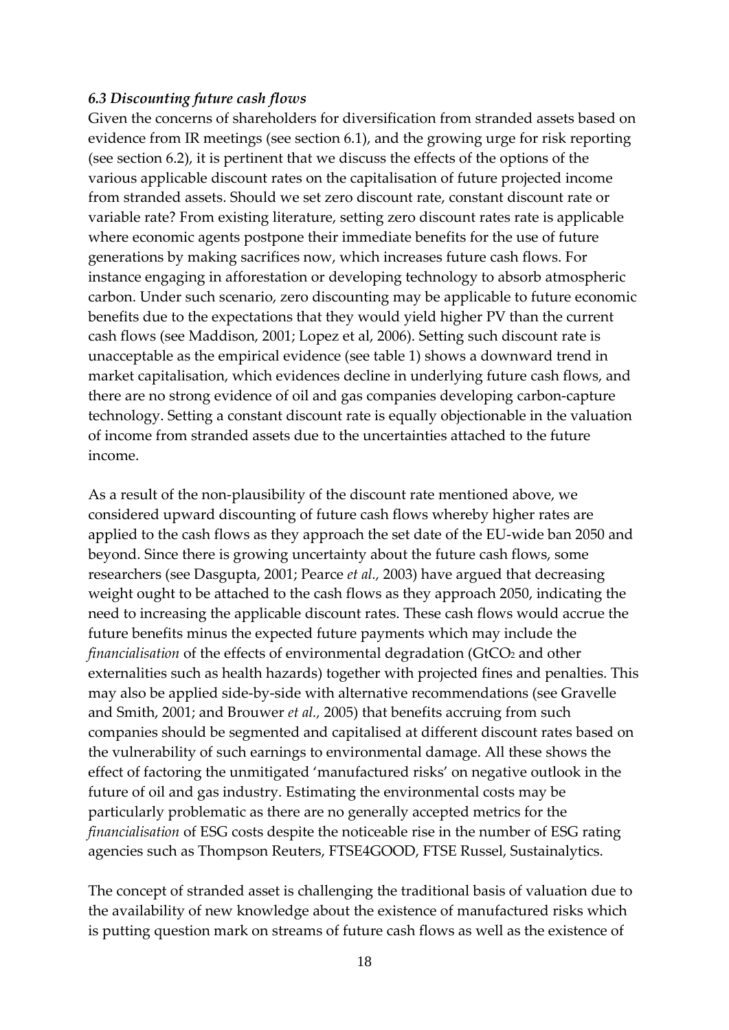### *6.3 Discounting future cash flows*

Given the concerns of shareholders for diversification from stranded assets based on evidence from IR meetings (see section 6.1), and the growing urge for risk reporting (see section 6.2), it is pertinent that we discuss the effects of the options of the various applicable discount rates on the capitalisation of future projected income from stranded assets. Should we set zero discount rate, constant discount rate or variable rate? From existing literature, setting zero discount rates rate is applicable where economic agents postpone their immediate benefits for the use of future generations by making sacrifices now, which increases future cash flows. For instance engaging in afforestation or developing technology to absorb atmospheric carbon. Under such scenario, zero discounting may be applicable to future economic benefits due to the expectations that they would yield higher PV than the current cash flows (see Maddison, 2001; Lopez et al, 2006). Setting such discount rate is unacceptable as the empirical evidence (see table 1) shows a downward trend in market capitalisation, which evidences decline in underlying future cash flows, and there are no strong evidence of oil and gas companies developing carbon-capture technology. Setting a constant discount rate is equally objectionable in the valuation of income from stranded assets due to the uncertainties attached to the future income.

As a result of the non-plausibility of the discount rate mentioned above, we considered upward discounting of future cash flows whereby higher rates are applied to the cash flows as they approach the set date of the EU-wide ban 2050 and beyond. Since there is growing uncertainty about the future cash flows, some researchers (see Dasgupta, 2001; Pearce *et al.,* 2003) have argued that decreasing weight ought to be attached to the cash flows as they approach 2050, indicating the need to increasing the applicable discount rates. These cash flows would accrue the future benefits minus the expected future payments which may include the *financialisation* of the effects of environmental degradation ($GtCO_2$ and other externalities such as health hazards) together with projected fines and penalties. This may also be applied side-by-side with alternative recommendations (see Gravelle and Smith, 2001; and Brouwer *et al.,* 2005) that benefits accruing from such companies should be segmented and capitalised at different discount rates based on the vulnerability of such earnings to environmental damage. All these shows the effect of factoring the unmitigated 'manufactured risks' on negative outlook in the future of oil and gas industry. Estimating the environmental costs may be particularly problematic as there are no generally accepted metrics for the *financialisation* of ESG costs despite the noticeable rise in the number of ESG rating agencies such as Thompson Reuters, FTSE4GOOD, FTSE Russel, Sustainalytics.

The concept of stranded asset is challenging the traditional basis of valuation due to the availability of new knowledge about the existence of manufactured risks which is putting question mark on streams of future cash flows as well as the existence of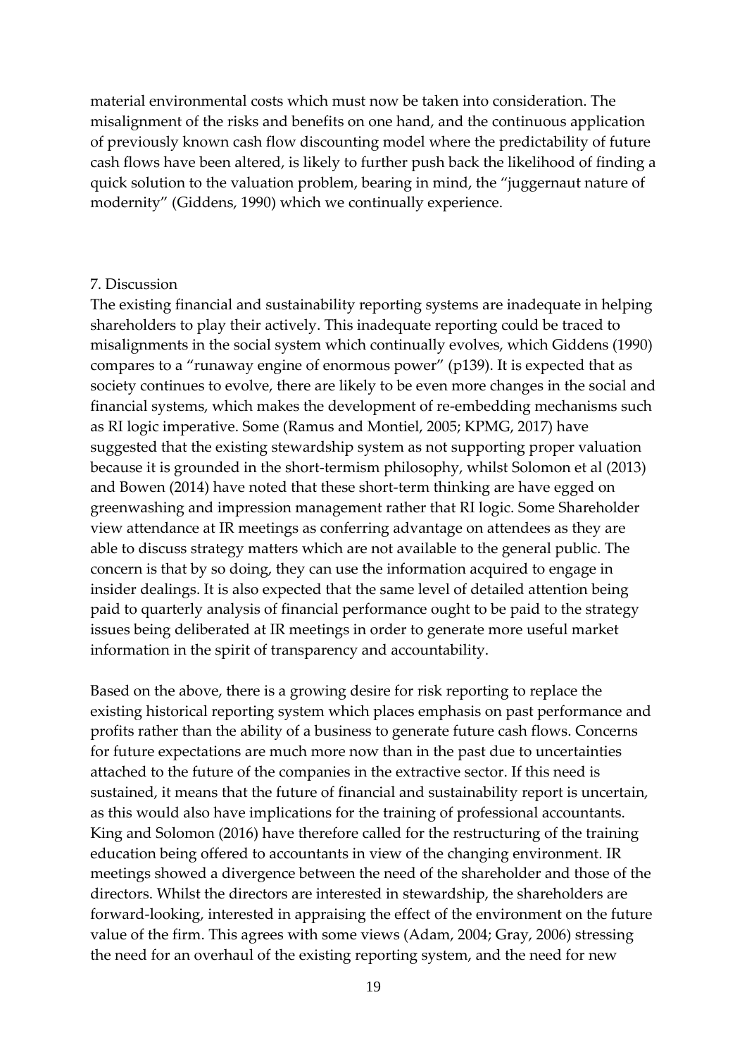material environmental costs which must now be taken into consideration. The misalignment of the risks and benefits on one hand, and the continuous application of previously known cash flow discounting model where the predictability of future cash flows have been altered, is likely to further push back the likelihood of finding a quick solution to the valuation problem, bearing in mind, the "juggernaut nature of modernity" (Giddens, 1990) which we continually experience.

## 7. Discussion

The existing financial and sustainability reporting systems are inadequate in helping shareholders to play their actively. This inadequate reporting could be traced to misalignments in the social system which continually evolves, which Giddens (1990) compares to a "runaway engine of enormous power" (p139). It is expected that as society continues to evolve, there are likely to be even more changes in the social and financial systems, which makes the development of re-embedding mechanisms such as RI logic imperative. Some (Ramus and Montiel, 2005; KPMG, 2017) have suggested that the existing stewardship system as not supporting proper valuation because it is grounded in the short-termism philosophy, whilst Solomon et al (2013) and Bowen (2014) have noted that these short-term thinking are have egged on greenwashing and impression management rather that RI logic. Some Shareholder view attendance at IR meetings as conferring advantage on attendees as they are able to discuss strategy matters which are not available to the general public. The concern is that by so doing, they can use the information acquired to engage in insider dealings. It is also expected that the same level of detailed attention being paid to quarterly analysis of financial performance ought to be paid to the strategy issues being deliberated at IR meetings in order to generate more useful market information in the spirit of transparency and accountability.

Based on the above, there is a growing desire for risk reporting to replace the existing historical reporting system which places emphasis on past performance and profits rather than the ability of a business to generate future cash flows. Concerns for future expectations are much more now than in the past due to uncertainties attached to the future of the companies in the extractive sector. If this need is sustained, it means that the future of financial and sustainability report is uncertain, as this would also have implications for the training of professional accountants. King and Solomon (2016) have therefore called for the restructuring of the training education being offered to accountants in view of the changing environment. IR meetings showed a divergence between the need of the shareholder and those of the directors. Whilst the directors are interested in stewardship, the shareholders are forward-looking, interested in appraising the effect of the environment on the future value of the firm. This agrees with some views (Adam, 2004; Gray, 2006) stressing the need for an overhaul of the existing reporting system, and the need for new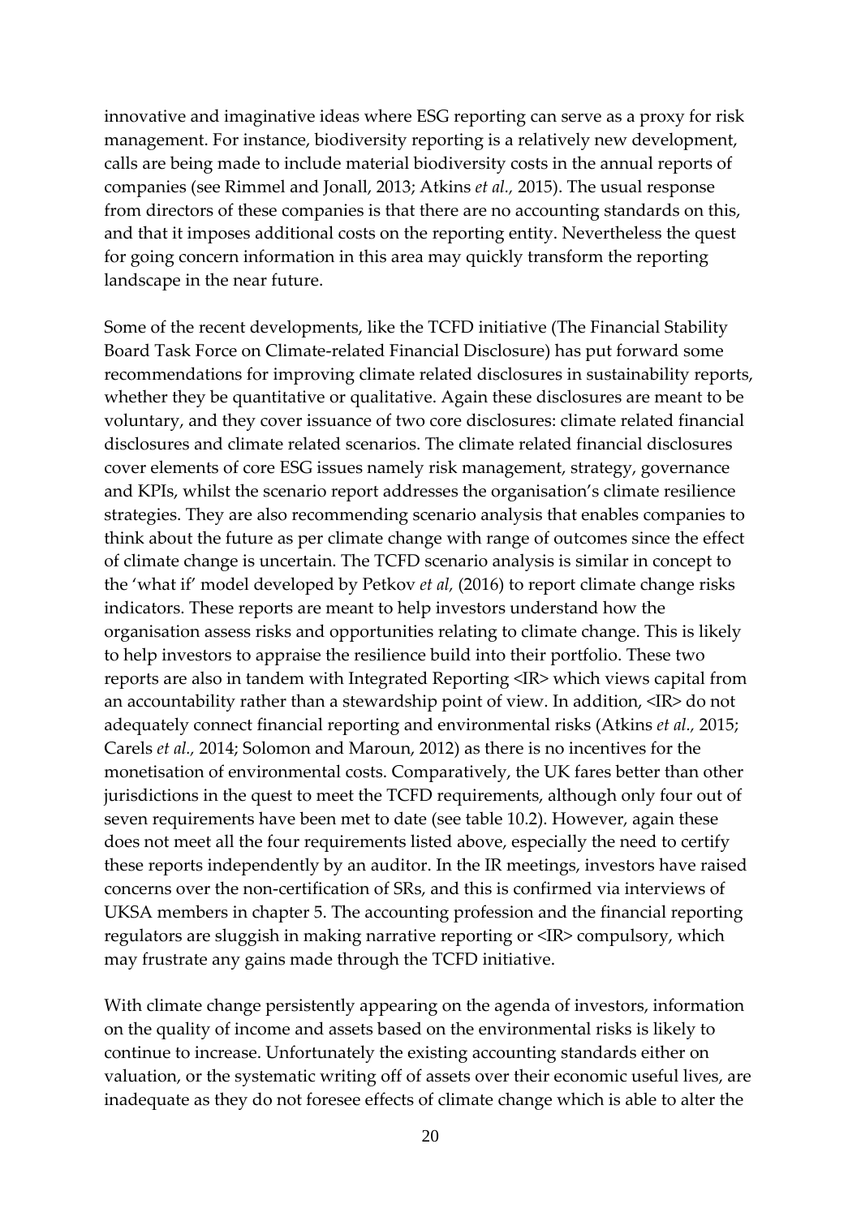innovative and imaginative ideas where ESG reporting can serve as a proxy for risk management. For instance, biodiversity reporting is a relatively new development, calls are being made to include material biodiversity costs in the annual reports of companies (see Rimmel and Jonall, 2013; Atkins *et al.,* 2015). The usual response from directors of these companies is that there are no accounting standards on this, and that it imposes additional costs on the reporting entity. Nevertheless the quest for going concern information in this area may quickly transform the reporting landscape in the near future.

Some of the recent developments, like the TCFD initiative (The Financial Stability Board Task Force on Climate-related Financial Disclosure) has put forward some recommendations for improving climate related disclosures in sustainability reports, whether they be quantitative or qualitative. Again these disclosures are meant to be voluntary, and they cover issuance of two core disclosures: climate related financial disclosures and climate related scenarios. The climate related financial disclosures cover elements of core ESG issues namely risk management, strategy, governance and KPIs, whilst the scenario report addresses the organisation's climate resilience strategies. They are also recommending scenario analysis that enables companies to think about the future as per climate change with range of outcomes since the effect of climate change is uncertain. The TCFD scenario analysis is similar in concept to the 'what if' model developed by Petkov *et al,* (2016) to report climate change risks indicators. These reports are meant to help investors understand how the organisation assess risks and opportunities relating to climate change. This is likely to help investors to appraise the resilience build into their portfolio. These two reports are also in tandem with Integrated Reporting <IR> which views capital from an accountability rather than a stewardship point of view. In addition, <IR> do not adequately connect financial reporting and environmental risks (Atkins *et al.,* 2015; Carels *et al.,* 2014; Solomon and Maroun, 2012) as there is no incentives for the monetisation of environmental costs. Comparatively, the UK fares better than other jurisdictions in the quest to meet the TCFD requirements, although only four out of seven requirements have been met to date (see table 10.2). However, again these does not meet all the four requirements listed above, especially the need to certify these reports independently by an auditor. In the IR meetings, investors have raised concerns over the non-certification of SRs, and this is confirmed via interviews of UKSA members in chapter 5. The accounting profession and the financial reporting regulators are sluggish in making narrative reporting or <IR> compulsory, which may frustrate any gains made through the TCFD initiative.

With climate change persistently appearing on the agenda of investors, information on the quality of income and assets based on the environmental risks is likely to continue to increase. Unfortunately the existing accounting standards either on valuation, or the systematic writing off of assets over their economic useful lives, are inadequate as they do not foresee effects of climate change which is able to alter the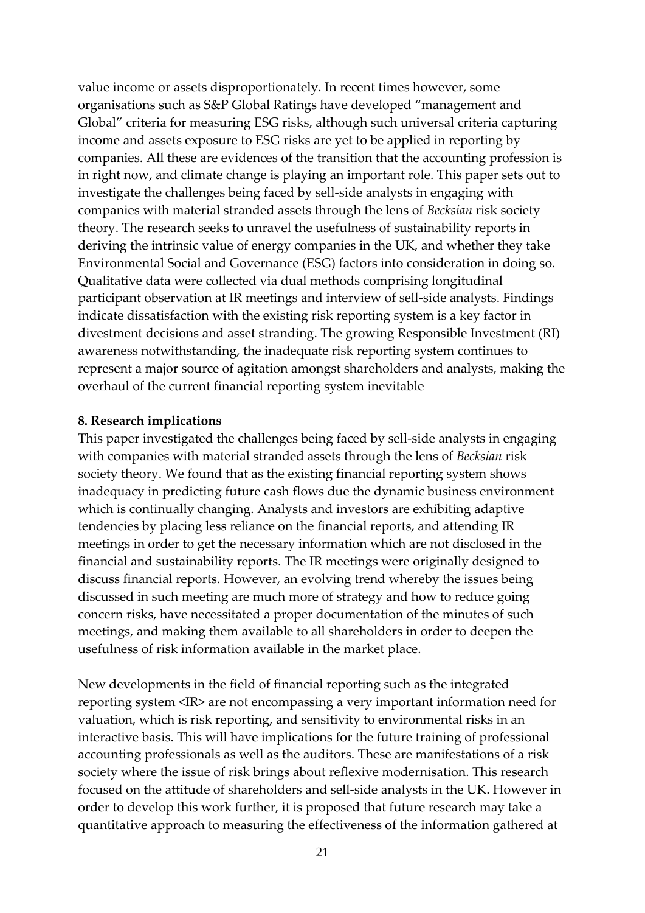value income or assets disproportionately. In recent times however, some organisations such as S&P Global Ratings have developed "management and Global" criteria for measuring ESG risks, although such universal criteria capturing income and assets exposure to ESG risks are yet to be applied in reporting by companies. All these are evidences of the transition that the accounting profession is in right now, and climate change is playing an important role. This paper sets out to investigate the challenges being faced by sell-side analysts in engaging with companies with material stranded assets through the lens of *Becksian* risk society theory. The research seeks to unravel the usefulness of sustainability reports in deriving the intrinsic value of energy companies in the UK, and whether they take Environmental Social and Governance (ESG) factors into consideration in doing so. Qualitative data were collected via dual methods comprising longitudinal participant observation at IR meetings and interview of sell-side analysts. Findings indicate dissatisfaction with the existing risk reporting system is a key factor in divestment decisions and asset stranding. The growing Responsible Investment (RI) awareness notwithstanding, the inadequate risk reporting system continues to represent a major source of agitation amongst shareholders and analysts, making the overhaul of the current financial reporting system inevitable

**8. Research implications**

This paper investigated the challenges being faced by sell-side analysts in engaging with companies with material stranded assets through the lens of *Becksian* risk society theory. We found that as the existing financial reporting system shows inadequacy in predicting future cash flows due the dynamic business environment which is continually changing. Analysts and investors are exhibiting adaptive tendencies by placing less reliance on the financial reports, and attending IR meetings in order to get the necessary information which are not disclosed in the financial and sustainability reports. The IR meetings were originally designed to discuss financial reports. However, an evolving trend whereby the issues being discussed in such meeting are much more of strategy and how to reduce going concern risks, have necessitated a proper documentation of the minutes of such meetings, and making them available to all shareholders in order to deepen the usefulness of risk information available in the market place.

New developments in the field of financial reporting such as the integrated reporting system <IR> are not encompassing a very important information need for valuation, which is risk reporting, and sensitivity to environmental risks in an interactive basis. This will have implications for the future training of professional accounting professionals as well as the auditors. These are manifestations of a risk society where the issue of risk brings about reflexive modernisation. This research focused on the attitude of shareholders and sell-side analysts in the UK. However in order to develop this work further, it is proposed that future research may take a quantitative approach to measuring the effectiveness of the information gathered at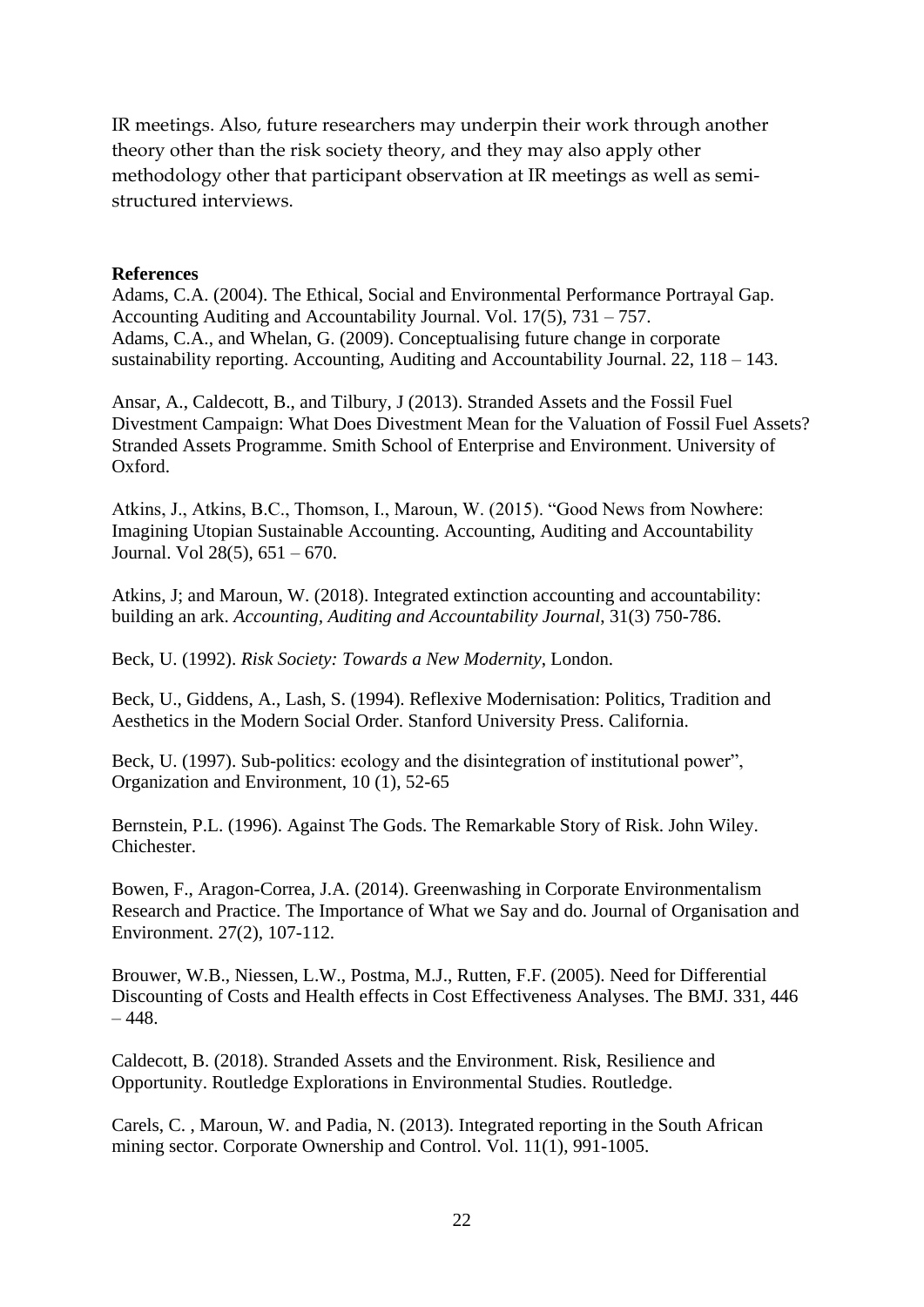IR meetings. Also, future researchers may underpin their work through another theory other than the risk society theory, and they may also apply other methodology other that participant observation at IR meetings as well as semi-structured interviews.

**References**

Adams, C.A. (2004). The Ethical, Social and Environmental Performance Portrayal Gap. Accounting Auditing and Accountability Journal. Vol. 17(5), 731 – 757.

Adams, C.A., and Whelan, G. (2009). Conceptualising future change in corporate sustainability reporting. Accounting, Auditing and Accountability Journal. 22, 118 – 143.

Ansar, A., Caldecott, B., and Tilbury, J (2013). Stranded Assets and the Fossil Fuel Divestment Campaign: What Does Divestment Mean for the Valuation of Fossil Fuel Assets? Stranded Assets Programme. Smith School of Enterprise and Environment. University of Oxford.

Atkins, J., Atkins, B.C., Thomson, I., Maroun, W. (2015). "Good News from Nowhere: Imagining Utopian Sustainable Accounting. Accounting, Auditing and Accountability Journal. Vol 28(5), 651 – 670.

Atkins, J; and Maroun, W. (2018). Integrated extinction accounting and accountability: building an ark. *Accounting, Auditing and Accountability Journal*, 31(3) 750-786.

Beck, U. (1992). *Risk Society: Towards a New Modernity*, London.

Beck, U., Giddens, A., Lash, S. (1994). Reflexive Modernisation: Politics, Tradition and Aesthetics in the Modern Social Order. Stanford University Press. California.

Beck, U. (1997). Sub-politics: ecology and the disintegration of institutional power", Organization and Environment, 10 (1), 52-65

Bernstein, P.L. (1996). Against The Gods. The Remarkable Story of Risk. John Wiley. Chichester.

Bowen, F., Aragon-Correa, J.A. (2014). Greenwashing in Corporate Environmentalism Research and Practice. The Importance of What we Say and do. Journal of Organisation and Environment. 27(2), 107-112.

Brouwer, W.B., Niessen, L.W., Postma, M.J., Rutten, F.F. (2005). Need for Differential Discounting of Costs and Health effects in Cost Effectiveness Analyses. The BMJ. 331, 446 – 448.

Caldecott, B. (2018). Stranded Assets and the Environment. Risk, Resilience and Opportunity. Routledge Explorations in Environmental Studies. Routledge.

Carels, C. , Maroun, W. and Padia, N. (2013). Integrated reporting in the South African mining sector. Corporate Ownership and Control. Vol. 11(1), 991-1005.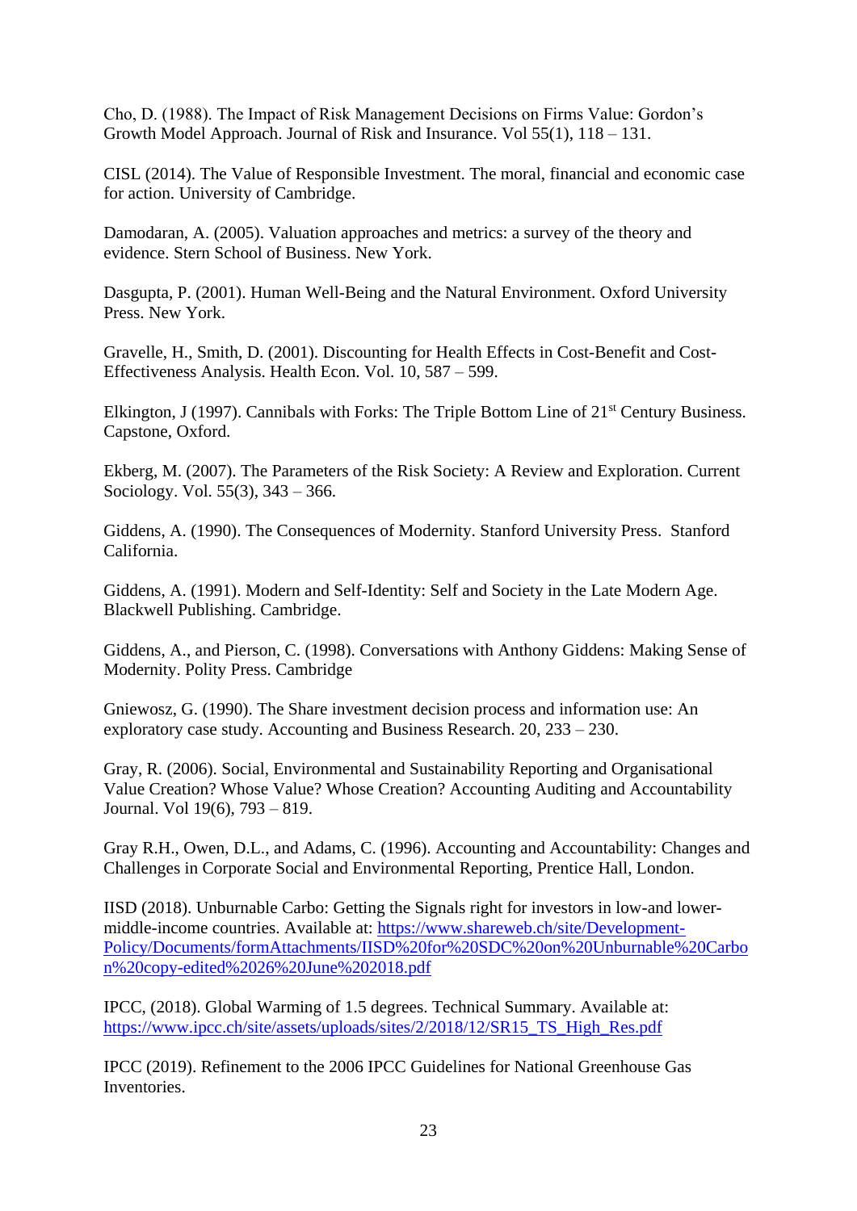Cho, D. (1988). The Impact of Risk Management Decisions on Firms Value: Gordon's Growth Model Approach. Journal of Risk and Insurance. Vol 55(1), 118 – 131.

CISL (2014). The Value of Responsible Investment. The moral, financial and economic case for action. University of Cambridge.

Damodaran, A. (2005). Valuation approaches and metrics: a survey of the theory and evidence. Stern School of Business. New York.

Dasgupta, P. (2001). Human Well-Being and the Natural Environment. Oxford University Press. New York.

Gravelle, H., Smith, D. (2001). Discounting for Health Effects in Cost-Benefit and Cost-Effectiveness Analysis. Health Econ. Vol. 10, 587 – 599.

Elkington, J (1997). Cannibals with Forks: The Triple Bottom Line of 21st Century Business. Capstone, Oxford.

Ekberg, M. (2007). The Parameters of the Risk Society: A Review and Exploration. Current Sociology. Vol. 55(3), 343 – 366.

Giddens, A. (1990). The Consequences of Modernity. Stanford University Press. Stanford California.

Giddens, A. (1991). Modern and Self-Identity: Self and Society in the Late Modern Age. Blackwell Publishing. Cambridge.

Giddens, A., and Pierson, C. (1998). Conversations with Anthony Giddens: Making Sense of Modernity. Polity Press. Cambridge

Gniewosz, G. (1990). The Share investment decision process and information use: An exploratory case study. Accounting and Business Research. 20, 233 – 230.

Gray, R. (2006). Social, Environmental and Sustainability Reporting and Organisational Value Creation? Whose Value? Whose Creation? Accounting Auditing and Accountability Journal. Vol 19(6), 793 – 819.

Gray R.H., Owen, D.L., and Adams, C. (1996). Accounting and Accountability: Changes and Challenges in Corporate Social and Environmental Reporting, Prentice Hall, London.

IISD (2018). Unburnable Carbo: Getting the Signals right for investors in low-and lower-middle-income countries. Available at: https://www.shareweb.ch/site/Development-Policy/Documents/formAttachments/IISD%20for%20SDC%20on%20Unburnable%20Carbon%20copy-edited%2026%20June%202018.pdf

IPCC, (2018). Global Warming of 1.5 degrees. Technical Summary. Available at: https://www.ipcc.ch/site/assets/uploads/sites/2/2018/12/SR15_TS_High_Res.pdf

IPCC (2019). Refinement to the 2006 IPCC Guidelines for National Greenhouse Gas Inventories.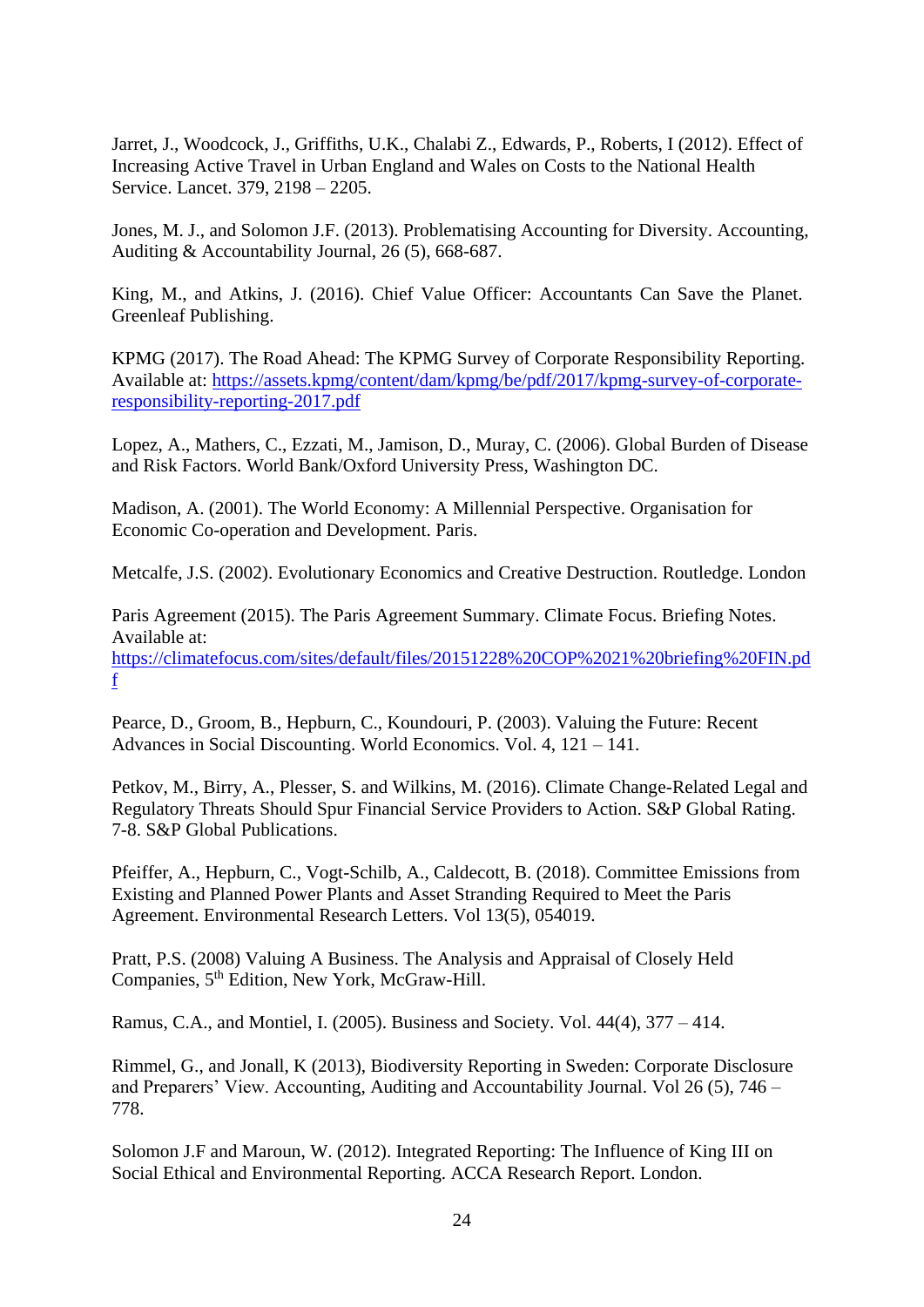Jarret, J., Woodcock, J., Griffiths, U.K., Chalabi Z., Edwards, P., Roberts, I (2012). Effect of Increasing Active Travel in Urban England and Wales on Costs to the National Health Service. Lancet. 379, 2198 – 2205.

Jones, M. J., and Solomon J.F. (2013). Problematising Accounting for Diversity. Accounting, Auditing & Accountability Journal, 26 (5), 668-687.

King, M., and Atkins, J. (2016). Chief Value Officer: Accountants Can Save the Planet. Greenleaf Publishing.

KPMG (2017). The Road Ahead: The KPMG Survey of Corporate Responsibility Reporting. Available at: https://assets.kpmg/content/dam/kpmg/be/pdf/2017/kpmg-survey-of-corporate-responsibility-reporting-2017.pdf

Lopez, A., Mathers, C., Ezzati, M., Jamison, D., Muray, C. (2006). Global Burden of Disease and Risk Factors. World Bank/Oxford University Press, Washington DC.

Madison, A. (2001). The World Economy: A Millennial Perspective. Organisation for Economic Co-operation and Development. Paris.

Metcalfe, J.S. (2002). Evolutionary Economics and Creative Destruction. Routledge. London

Paris Agreement (2015). The Paris Agreement Summary. Climate Focus. Briefing Notes. Available at: https://climatefocus.com/sites/default/files/20151228%20COP%2021%20briefing%20FIN.pdf

Pearce, D., Groom, B., Hepburn, C., Koundouri, P. (2003). Valuing the Future: Recent Advances in Social Discounting. World Economics. Vol. 4, 121 – 141.

Petkov, M., Birry, A., Plesser, S. and Wilkins, M. (2016). Climate Change-Related Legal and Regulatory Threats Should Spur Financial Service Providers to Action. S&P Global Rating. 7-8. S&P Global Publications.

Pfeiffer, A., Hepburn, C., Vogt-Schilb, A., Caldecott, B. (2018). Committee Emissions from Existing and Planned Power Plants and Asset Stranding Required to Meet the Paris Agreement. Environmental Research Letters. Vol 13(5), 054019.

Pratt, P.S. (2008) Valuing A Business. The Analysis and Appraisal of Closely Held Companies, 5th Edition, New York, McGraw-Hill.

Ramus, C.A., and Montiel, I. (2005). Business and Society. Vol. 44(4), 377 – 414.

Rimmel, G., and Jonall, K (2013), Biodiversity Reporting in Sweden: Corporate Disclosure and Preparers' View. Accounting, Auditing and Accountability Journal. Vol 26 (5), 746 – 778.

Solomon J.F and Maroun, W. (2012). Integrated Reporting: The Influence of King III on Social Ethical and Environmental Reporting. ACCA Research Report. London.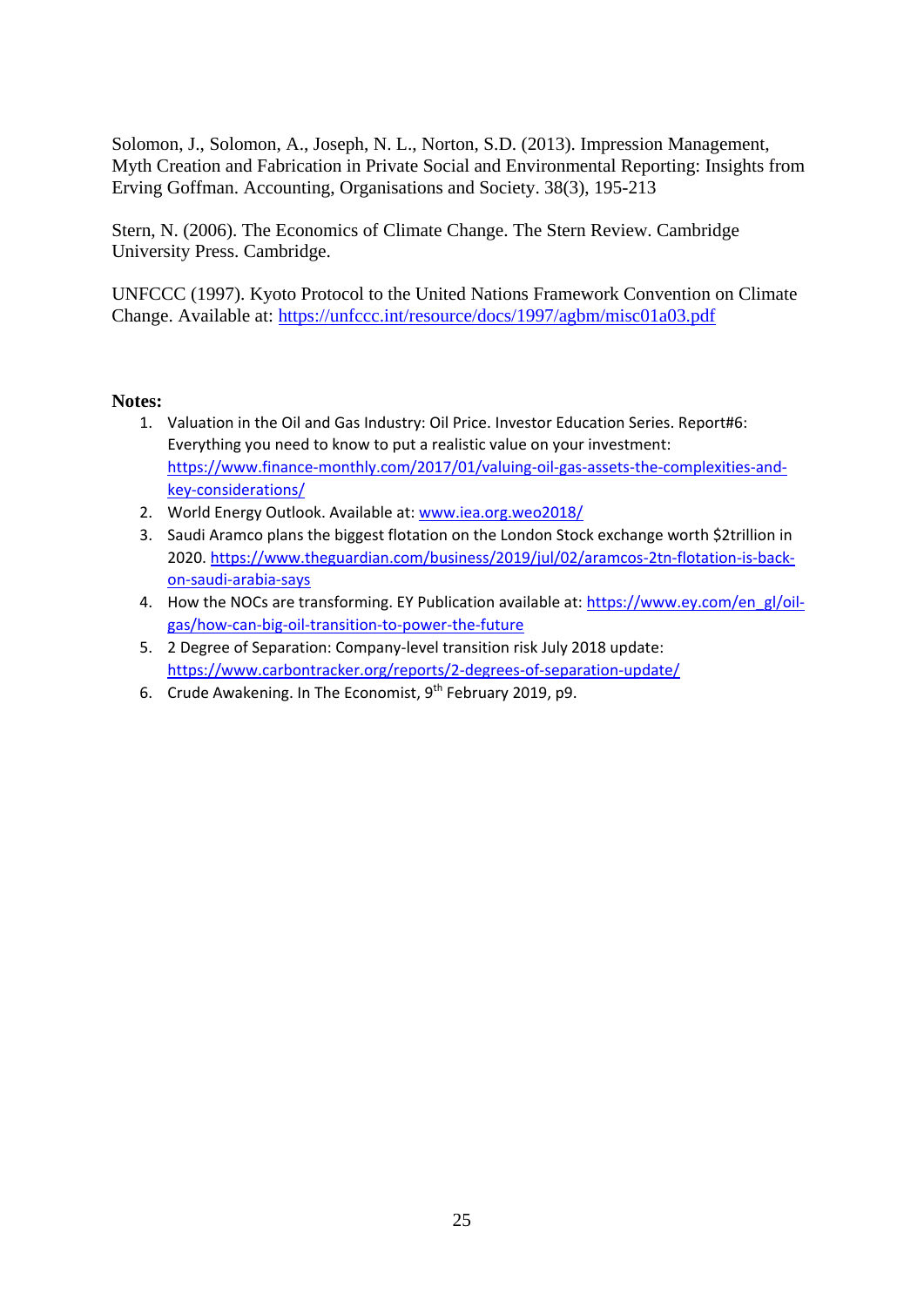Solomon, J., Solomon, A., Joseph, N. L., Norton, S.D. (2013). Impression Management, Myth Creation and Fabrication in Private Social and Environmental Reporting: Insights from Erving Goffman. Accounting, Organisations and Society. 38(3), 195-213

Stern, N. (2006). The Economics of Climate Change. The Stern Review. Cambridge University Press. Cambridge.

UNFCCC (1997). Kyoto Protocol to the United Nations Framework Convention on Climate Change. Available at: https://unfccc.int/resource/docs/1997/agbm/misc01a03.pdf

**Notes:**

1. Valuation in the Oil and Gas Industry: Oil Price. Investor Education Series. Report#6: Everything you need to know to put a realistic value on your investment: https://www.finance-monthly.com/2017/01/valuing-oil-gas-assets-the-complexities-and-key-considerations/
2. World Energy Outlook. Available at: www.iea.org.weo2018/
3. Saudi Aramco plans the biggest flotation on the London Stock exchange worth $2trillion in 2020. https://www.theguardian.com/business/2019/jul/02/aramcos-2tn-flotation-is-back-on-saudi-arabia-says
4. How the NOCs are transforming. EY Publication available at: https://www.ey.com/en_gl/oil-gas/how-can-big-oil-transition-to-power-the-future
5. 2 Degree of Separation: Company-level transition risk July 2018 update: https://www.carbontracker.org/reports/2-degrees-of-separation-update/
6. Crude Awakening. In The Economist, 9th February 2019, p9.